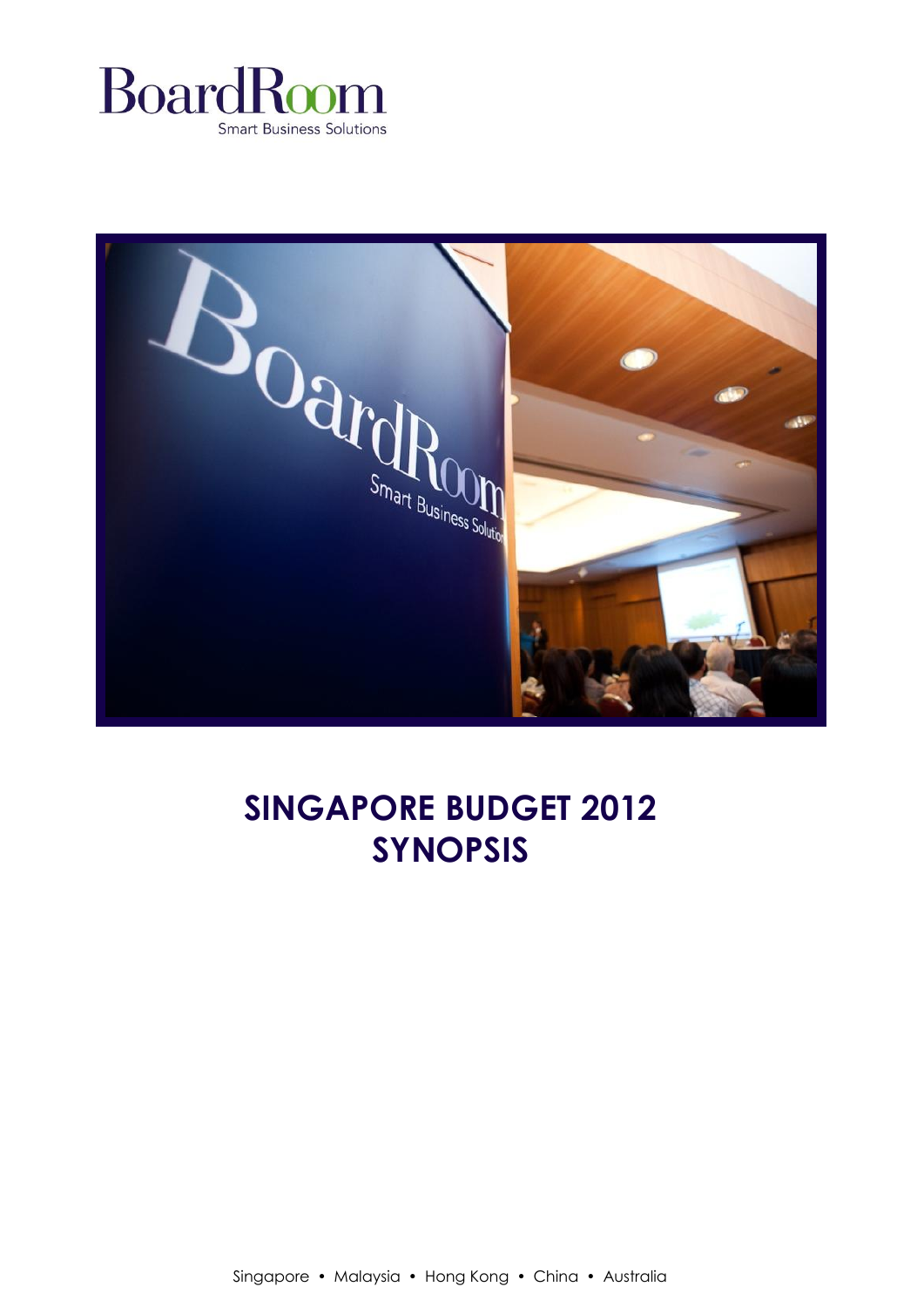BoardRoom

Smart Business Solutions

# SINGAPORE BUDGET 2012
# SYNOPSIS

Singapore • Malaysia • Hong Kong • China • Australia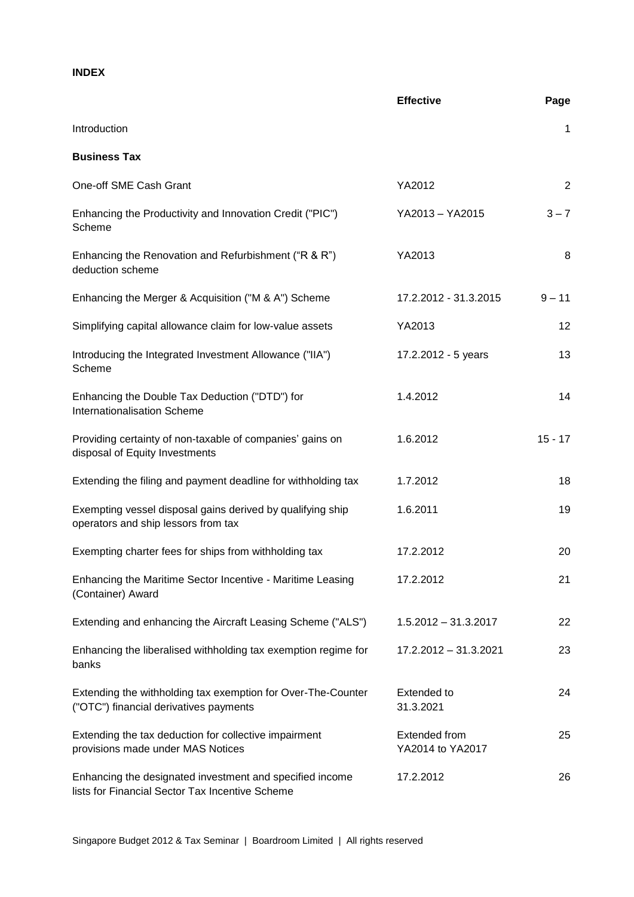**INDEX**

| | Effective | Page |
|---|---|---|
| Introduction | | 1 |
| **Business Tax** | | |
| One-off SME Cash Grant | YA2012 | 2 |
| Enhancing the Productivity and Innovation Credit ("PIC") Scheme | YA2013 – YA2015 | 3 – 7 |
| Enhancing the Renovation and Refurbishment ("R & R") deduction scheme | YA2013 | 8 |
| Enhancing the Merger & Acquisition ("M & A") Scheme | 17.2.2012 - 31.3.2015 | 9 – 11 |
| Simplifying capital allowance claim for low-value assets | YA2013 | 12 |
| Introducing the Integrated Investment Allowance ("IIA") Scheme | 17.2.2012 - 5 years | 13 |
| Enhancing the Double Tax Deduction ("DTD") for Internationalisation Scheme | 1.4.2012 | 14 |
| Providing certainty of non-taxable of companies' gains on disposal of Equity Investments | 1.6.2012 | 15 - 17 |
| Extending the filing and payment deadline for withholding tax | 1.7.2012 | 18 |
| Exempting vessel disposal gains derived by qualifying ship operators and ship lessors from tax | 1.6.2011 | 19 |
| Exempting charter fees for ships from withholding tax | 17.2.2012 | 20 |
| Enhancing the Maritime Sector Incentive - Maritime Leasing (Container) Award | 17.2.2012 | 21 |
| Extending and enhancing the Aircraft Leasing Scheme ("ALS") | 1.5.2012 – 31.3.2017 | 22 |
| Enhancing the liberalised withholding tax exemption regime for banks | 17.2.2012 – 31.3.2021 | 23 |
| Extending the withholding tax exemption for Over-The-Counter ("OTC") financial derivatives payments | Extended to 31.3.2021 | 24 |
| Extending the tax deduction for collective impairment provisions made under MAS Notices | Extended from YA2014 to YA2017 | 25 |
| Enhancing the designated investment and specified income lists for Financial Sector Tax Incentive Scheme | 17.2.2012 | 26 |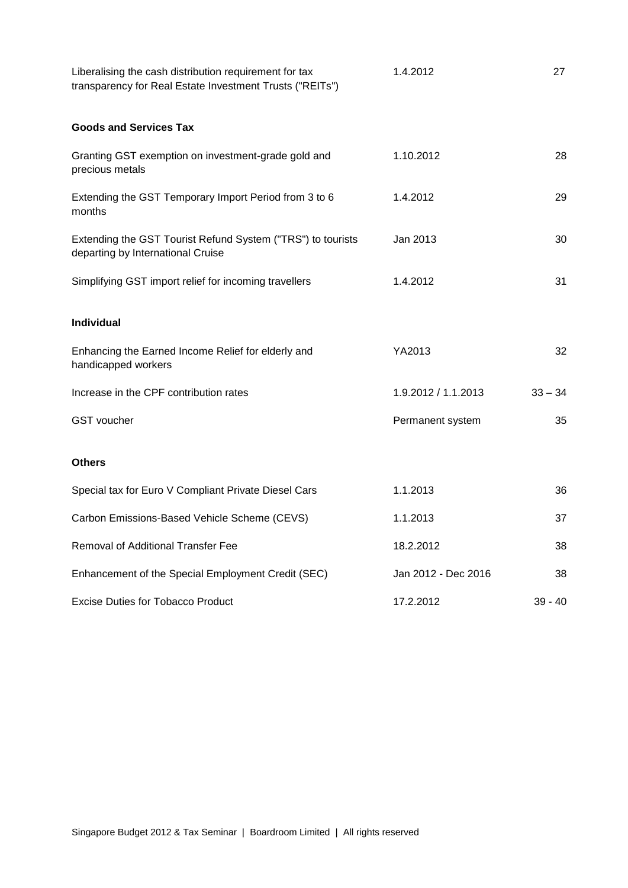| | | |
|---|---|---|
| Liberalising the cash distribution requirement for tax transparency for Real Estate Investment Trusts ("REITs") | 1.4.2012 | 27 |
| **Goods and Services Tax** | | |
| Granting GST exemption on investment-grade gold and precious metals | 1.10.2012 | 28 |
| Extending the GST Temporary Import Period from 3 to 6 months | 1.4.2012 | 29 |
| Extending the GST Tourist Refund System ("TRS") to tourists departing by International Cruise | Jan 2013 | 30 |
| Simplifying GST import relief for incoming travellers | 1.4.2012 | 31 |
| **Individual** | | |
| Enhancing the Earned Income Relief for elderly and handicapped workers | YA2013 | 32 |
| Increase in the CPF contribution rates | 1.9.2012 / 1.1.2013 | 33 – 34 |
| GST voucher | Permanent system | 35 |
| **Others** | | |
| Special tax for Euro V Compliant Private Diesel Cars | 1.1.2013 | 36 |
| Carbon Emissions-Based Vehicle Scheme (CEVS) | 1.1.2013 | 37 |
| Removal of Additional Transfer Fee | 18.2.2012 | 38 |
| Enhancement of the Special Employment Credit (SEC) | Jan 2012 - Dec 2016 | 38 |
| Excise Duties for Tobacco Product | 17.2.2012 | 39 - 40 |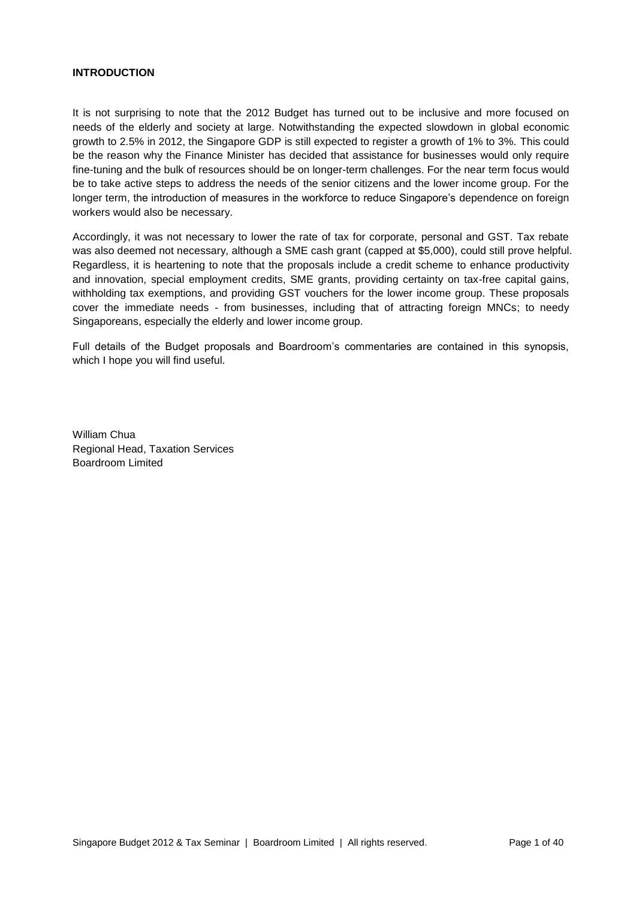**INTRODUCTION**

It is not surprising to note that the 2012 Budget has turned out to be inclusive and more focused on needs of the elderly and society at large. Notwithstanding the expected slowdown in global economic growth to 2.5% in 2012, the Singapore GDP is still expected to register a growth of 1% to 3%. This could be the reason why the Finance Minister has decided that assistance for businesses would only require fine-tuning and the bulk of resources should be on longer-term challenges. For the near term focus would be to take active steps to address the needs of the senior citizens and the lower income group. For the longer term, the introduction of measures in the workforce to reduce Singapore's dependence on foreign workers would also be necessary.

Accordingly, it was not necessary to lower the rate of tax for corporate, personal and GST. Tax rebate was also deemed not necessary, although a SME cash grant (capped at $5,000), could still prove helpful. Regardless, it is heartening to note that the proposals include a credit scheme to enhance productivity and innovation, special employment credits, SME grants, providing certainty on tax-free capital gains, withholding tax exemptions, and providing GST vouchers for the lower income group. These proposals cover the immediate needs - from businesses, including that of attracting foreign MNCs; to needy Singaporeans, especially the elderly and lower income group.

Full details of the Budget proposals and Boardroom's commentaries are contained in this synopsis, which I hope you will find useful.

William Chua
Regional Head, Taxation Services
Boardroom Limited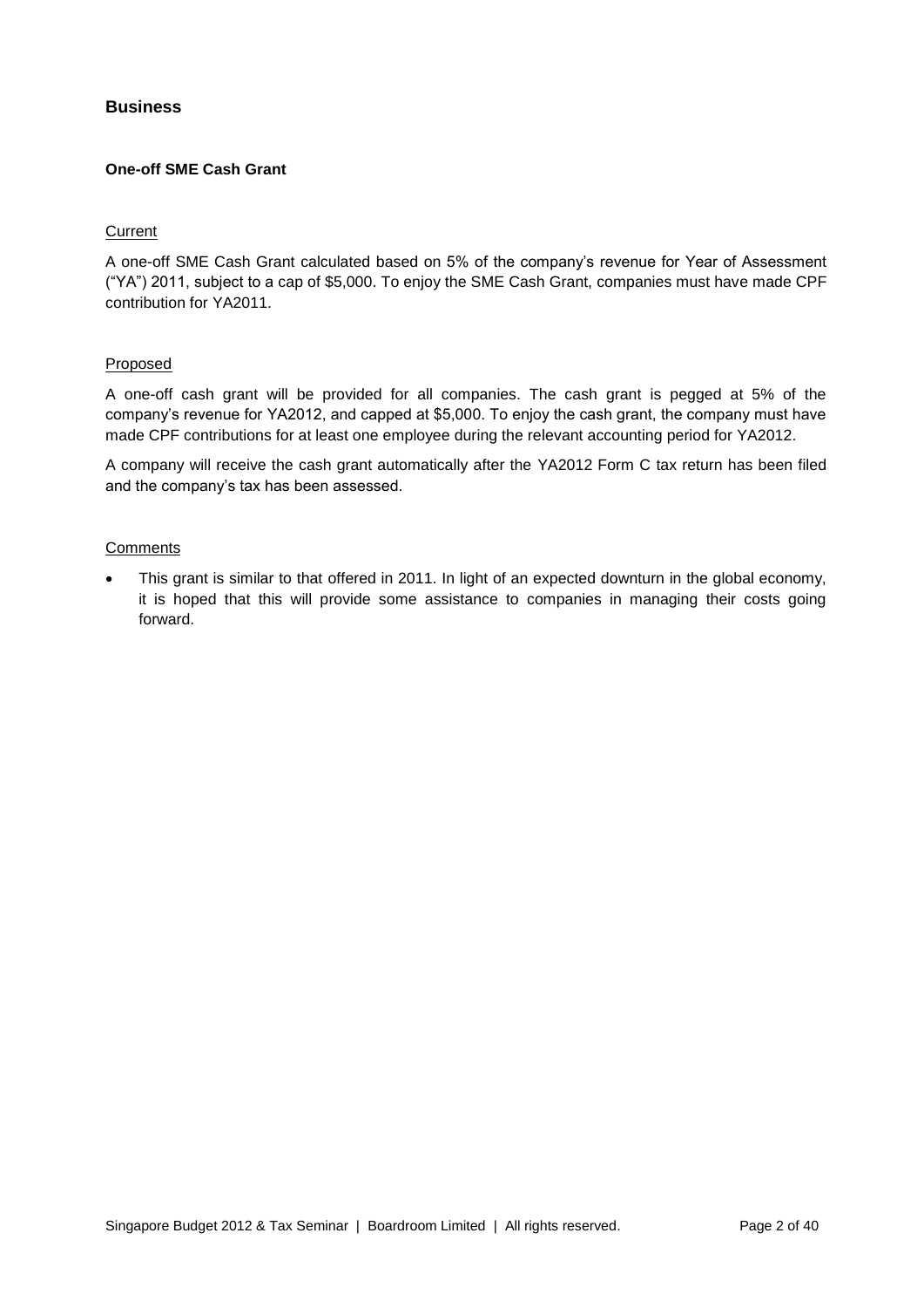## Business

### One-off SME Cash Grant

Current

A one-off SME Cash Grant calculated based on 5% of the company's revenue for Year of Assessment ("YA") 2011, subject to a cap of $5,000. To enjoy the SME Cash Grant, companies must have made CPF contribution for YA2011.

Proposed

A one-off cash grant will be provided for all companies. The cash grant is pegged at 5% of the company's revenue for YA2012, and capped at $5,000. To enjoy the cash grant, the company must have made CPF contributions for at least one employee during the relevant accounting period for YA2012.

A company will receive the cash grant automatically after the YA2012 Form C tax return has been filed and the company's tax has been assessed.

Comments

- This grant is similar to that offered in 2011. In light of an expected downturn in the global economy, it is hoped that this will provide some assistance to companies in managing their costs going forward.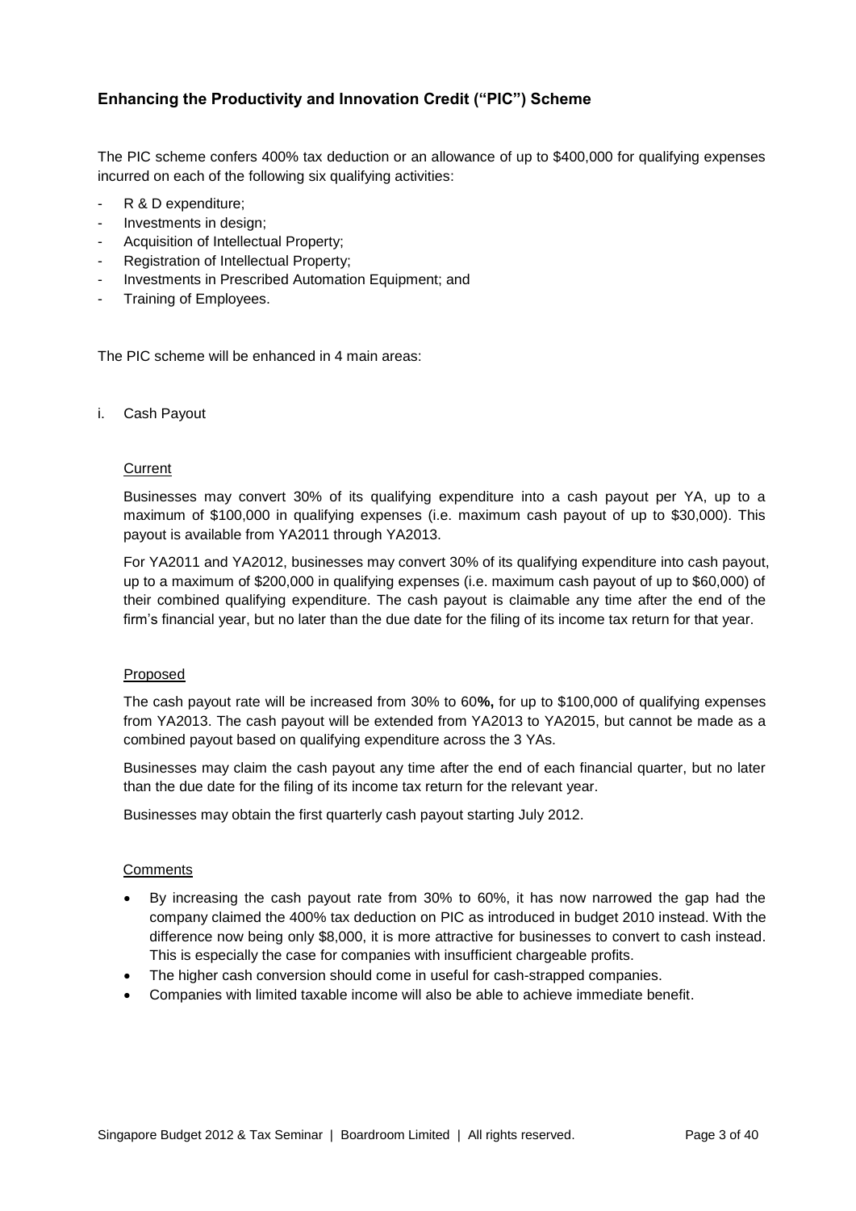## Enhancing the Productivity and Innovation Credit ("PIC") Scheme

The PIC scheme confers 400% tax deduction or an allowance of up to $400,000 for qualifying expenses incurred on each of the following six qualifying activities:

- R & D expenditure;
- Investments in design;
- Acquisition of Intellectual Property;
- Registration of Intellectual Property;
- Investments in Prescribed Automation Equipment; and
- Training of Employees.

The PIC scheme will be enhanced in 4 main areas:

i. Cash Payout

Current

Businesses may convert 30% of its qualifying expenditure into a cash payout per YA, up to a maximum of $100,000 in qualifying expenses (i.e. maximum cash payout of up to $30,000). This payout is available from YA2011 through YA2013.

For YA2011 and YA2012, businesses may convert 30% of its qualifying expenditure into cash payout, up to a maximum of $200,000 in qualifying expenses (i.e. maximum cash payout of up to $60,000) of their combined qualifying expenditure. The cash payout is claimable any time after the end of the firm's financial year, but no later than the due date for the filing of its income tax return for that year.

Proposed

The cash payout rate will be increased from 30% to 60**%,** for up to $100,000 of qualifying expenses from YA2013. The cash payout will be extended from YA2013 to YA2015, but cannot be made as a combined payout based on qualifying expenditure across the 3 YAs.

Businesses may claim the cash payout any time after the end of each financial quarter, but no later than the due date for the filing of its income tax return for the relevant year.

Businesses may obtain the first quarterly cash payout starting July 2012.

Comments

- By increasing the cash payout rate from 30% to 60%, it has now narrowed the gap had the company claimed the 400% tax deduction on PIC as introduced in budget 2010 instead. With the difference now being only $8,000, it is more attractive for businesses to convert to cash instead. This is especially the case for companies with insufficient chargeable profits.
- The higher cash conversion should come in useful for cash-strapped companies.
- Companies with limited taxable income will also be able to achieve immediate benefit.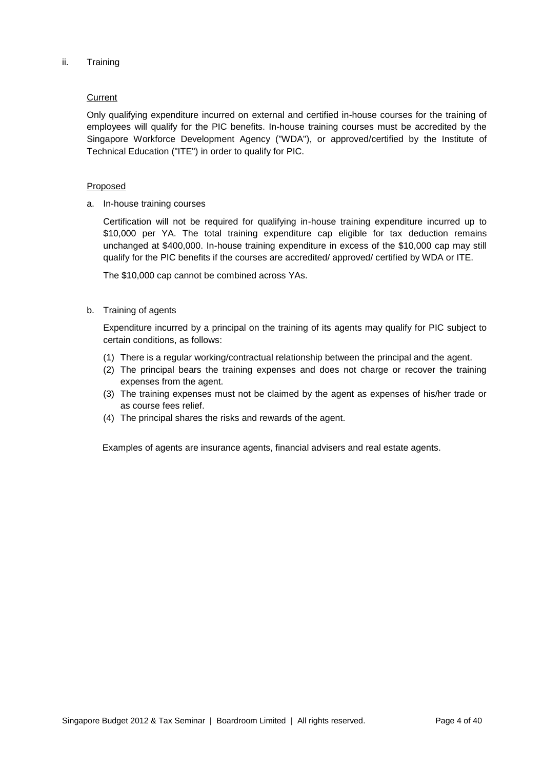ii. Training

Current

Only qualifying expenditure incurred on external and certified in-house courses for the training of employees will qualify for the PIC benefits. In-house training courses must be accredited by the Singapore Workforce Development Agency ("WDA"), or approved/certified by the Institute of Technical Education ("ITE") in order to qualify for PIC.

Proposed

a. In-house training courses

   Certification will not be required for qualifying in-house training expenditure incurred up to $10,000 per YA. The total training expenditure cap eligible for tax deduction remains unchanged at $400,000. In-house training expenditure in excess of the $10,000 cap may still qualify for the PIC benefits if the courses are accredited/ approved/ certified by WDA or ITE.

   The $10,000 cap cannot be combined across YAs.

b. Training of agents

   Expenditure incurred by a principal on the training of its agents may qualify for PIC subject to certain conditions, as follows:

   (1) There is a regular working/contractual relationship between the principal and the agent.
   (2) The principal bears the training expenses and does not charge or recover the training expenses from the agent.
   (3) The training expenses must not be claimed by the agent as expenses of his/her trade or as course fees relief.
   (4) The principal shares the risks and rewards of the agent.

   Examples of agents are insurance agents, financial advisers and real estate agents.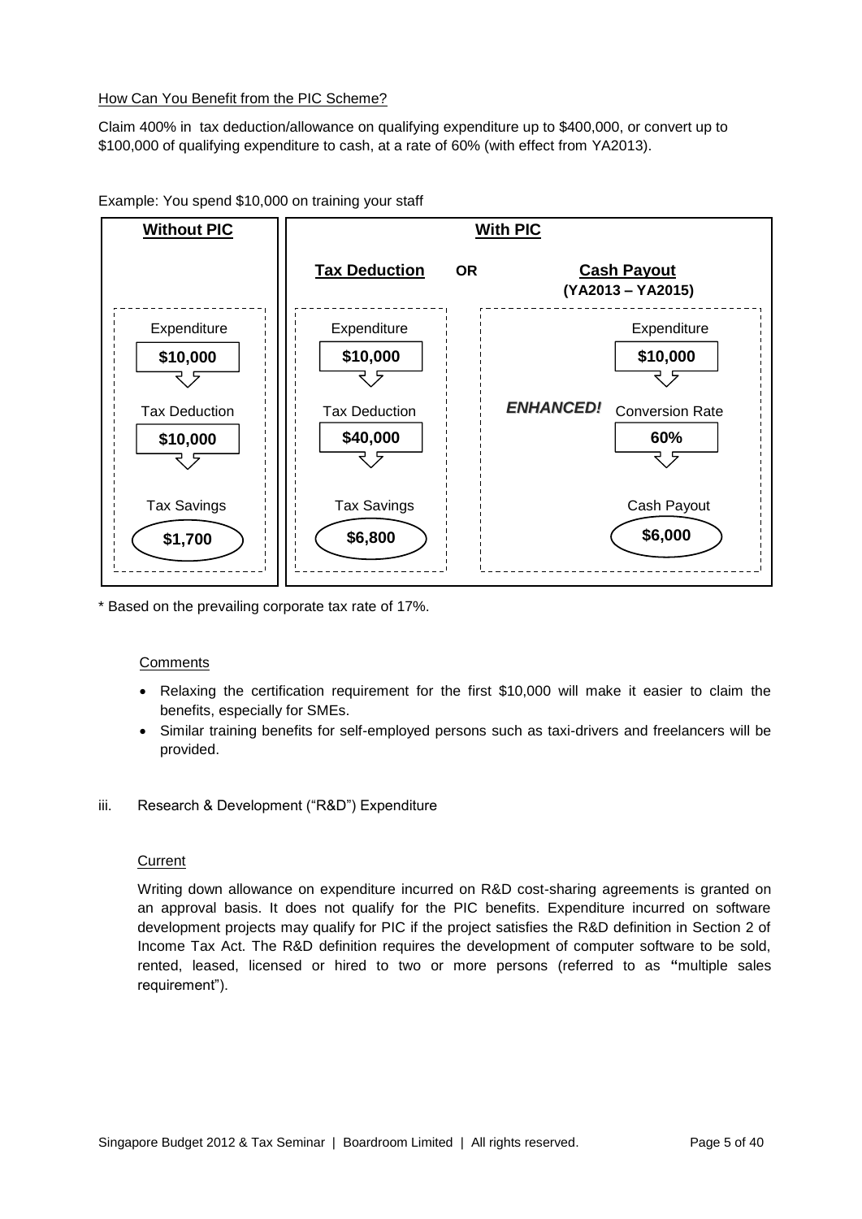How Can You Benefit from the PIC Scheme?

Claim 400% in tax deduction/allowance on qualifying expenditure up to $400,000, or convert up to $100,000 of qualifying expenditure to cash, at a rate of 60% (with effect from YA2013).

Example: You spend $10,000 on training your staff

| **Without PIC** | **With PIC** | | |
|---|---|---|---|
| | **Tax Deduction** | OR | **Cash Payout (YA2013 – YA2015)** |
| Expenditure: $10,000 | Expenditure: $10,000 | | Expenditure: $10,000 |
| Tax Deduction: $10,000 | Tax Deduction: $40,000 | ***ENHANCED!*** | Conversion Rate: 60% |
| Tax Savings: $1,700 | Tax Savings: $6,800 | | Cash Payout: $6,000 |

\* Based on the prevailing corporate tax rate of 17%.

Comments

- Relaxing the certification requirement for the first $10,000 will make it easier to claim the benefits, especially for SMEs.
- Similar training benefits for self-employed persons such as taxi-drivers and freelancers will be provided.

iii. Research & Development ("R&D") Expenditure

Current

Writing down allowance on expenditure incurred on R&D cost-sharing agreements is granted on an approval basis. It does not qualify for the PIC benefits. Expenditure incurred on software development projects may qualify for PIC if the project satisfies the R&D definition in Section 2 of Income Tax Act. The R&D definition requires the development of computer software to be sold, rented, leased, licensed or hired to two or more persons (referred to as **"**multiple sales requirement").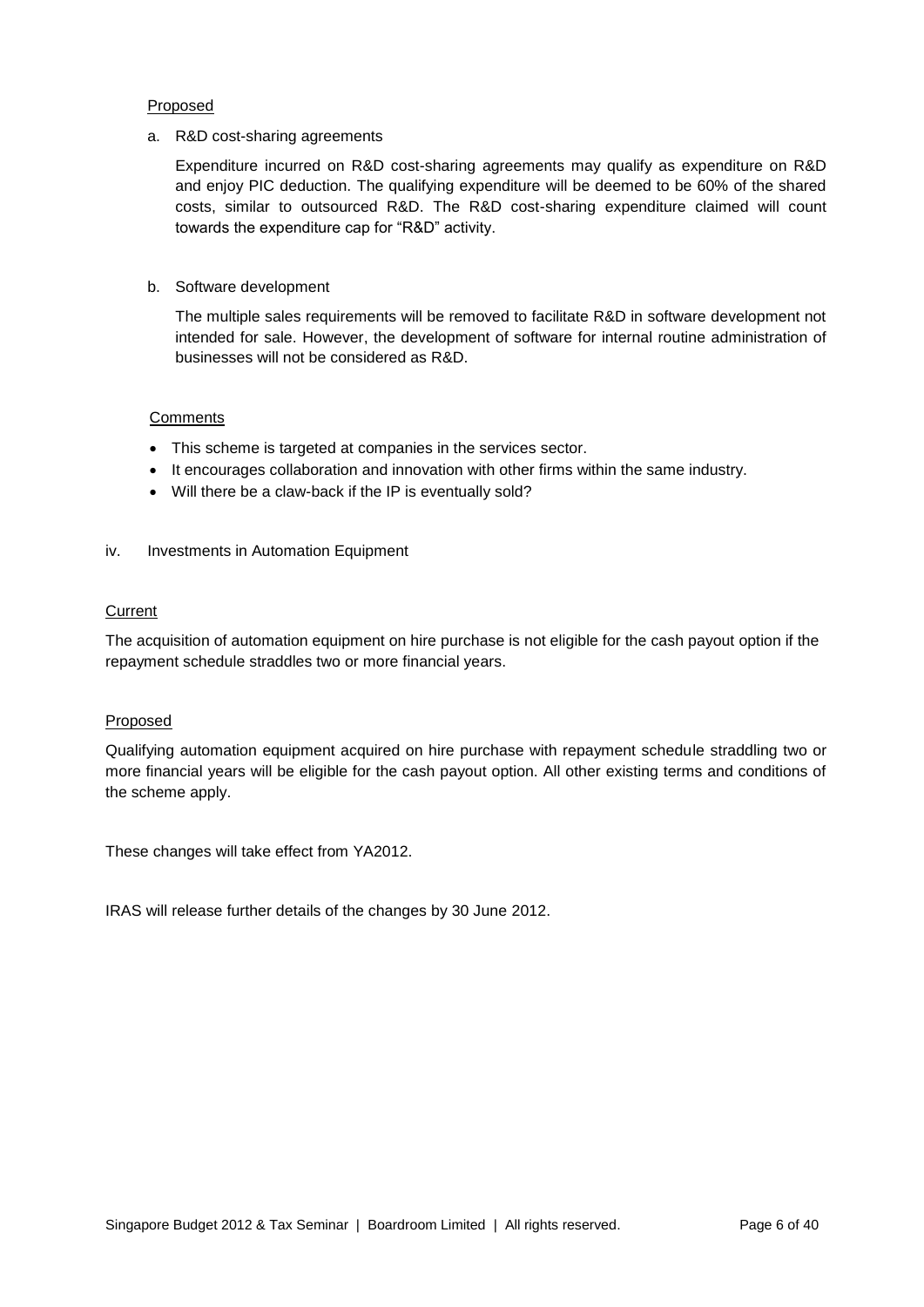Proposed

a. R&D cost-sharing agreements

Expenditure incurred on R&D cost-sharing agreements may qualify as expenditure on R&D and enjoy PIC deduction. The qualifying expenditure will be deemed to be 60% of the shared costs, similar to outsourced R&D. The R&D cost-sharing expenditure claimed will count towards the expenditure cap for "R&D" activity.

b. Software development

The multiple sales requirements will be removed to facilitate R&D in software development not intended for sale. However, the development of software for internal routine administration of businesses will not be considered as R&D.

Comments

- This scheme is targeted at companies in the services sector.
- It encourages collaboration and innovation with other firms within the same industry.
- Will there be a claw-back if the IP is eventually sold?

iv. Investments in Automation Equipment

Current

The acquisition of automation equipment on hire purchase is not eligible for the cash payout option if the repayment schedule straddles two or more financial years.

Proposed

Qualifying automation equipment acquired on hire purchase with repayment schedule straddling two or more financial years will be eligible for the cash payout option. All other existing terms and conditions of the scheme apply.

These changes will take effect from YA2012.

IRAS will release further details of the changes by 30 June 2012.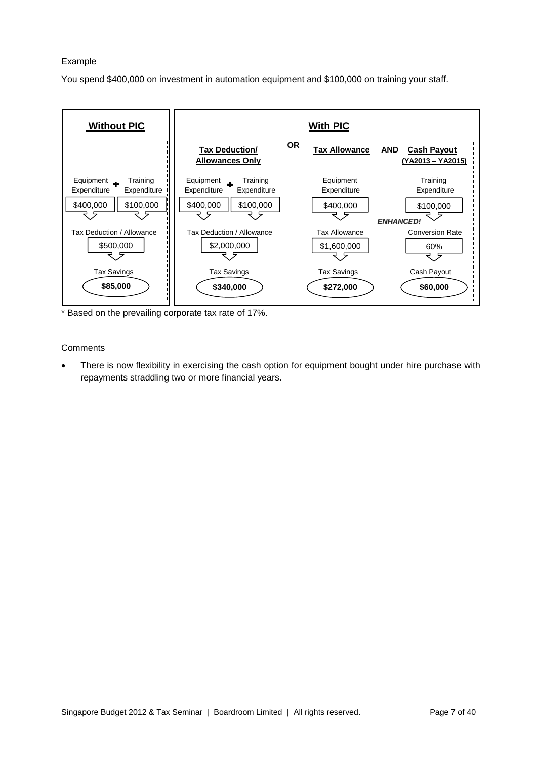Example

You spend $400,000 on investment in automation equipment and $100,000 on training your staff.

| Without PIC | | With PIC | | | |
|---|---|---|---|---|---|
| | | **Tax Deduction/ Allowances Only** | | **OR** **Tax Allowance** | **AND** **Cash Payout (YA2013 – YA2015)** |
| Equipment Expenditure + | Training Expenditure | Equipment Expenditure + | Training Expenditure | Equipment Expenditure | Training Expenditure |
| $400,000 | $100,000 | $400,000 | $100,000 | $400,000 | $100,000 |
| Tax Deduction / Allowance | | Tax Deduction / Allowance | | Tax Allowance | *ENHANCED!* Conversion Rate |
| $500,000 | | $2,000,000 | | $1,600,000 | 60% |
| Tax Savings | | Tax Savings | | Tax Savings | Cash Payout |
| **$85,000** | | **$340,000** | | **$272,000** | **$60,000** |

\* Based on the prevailing corporate tax rate of 17%.

Comments

- There is now flexibility in exercising the cash option for equipment bought under hire purchase with repayments straddling two or more financial years.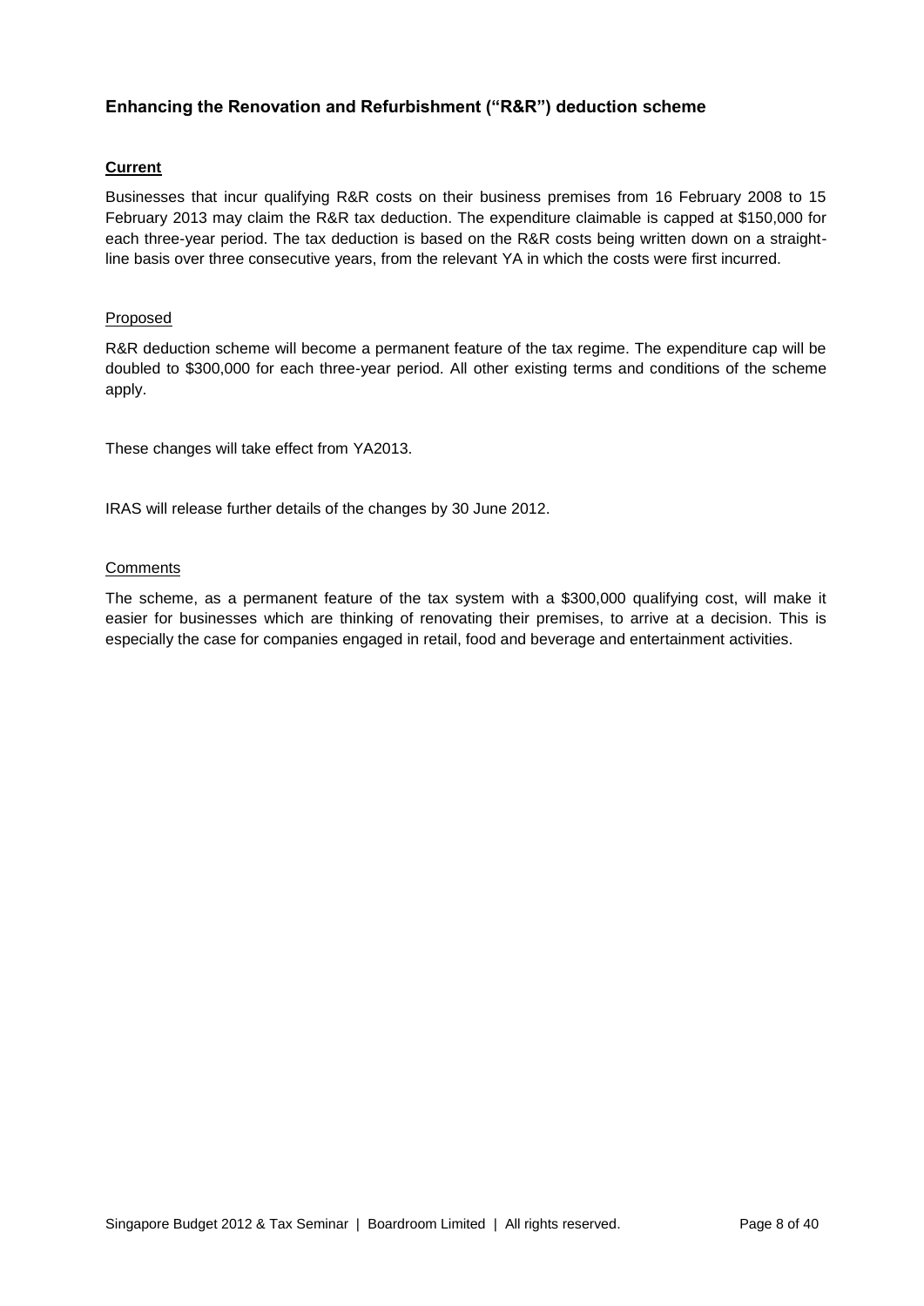### Enhancing the Renovation and Refurbishment ("R&R") deduction scheme

**Current**

Businesses that incur qualifying R&R costs on their business premises from 16 February 2008 to 15 February 2013 may claim the R&R tax deduction. The expenditure claimable is capped at $150,000 for each three-year period. The tax deduction is based on the R&R costs being written down on a straight-line basis over three consecutive years, from the relevant YA in which the costs were first incurred.

Proposed

R&R deduction scheme will become a permanent feature of the tax regime. The expenditure cap will be doubled to $300,000 for each three-year period. All other existing terms and conditions of the scheme apply.

These changes will take effect from YA2013.

IRAS will release further details of the changes by 30 June 2012.

Comments

The scheme, as a permanent feature of the tax system with a $300,000 qualifying cost, will make it easier for businesses which are thinking of renovating their premises, to arrive at a decision. This is especially the case for companies engaged in retail, food and beverage and entertainment activities.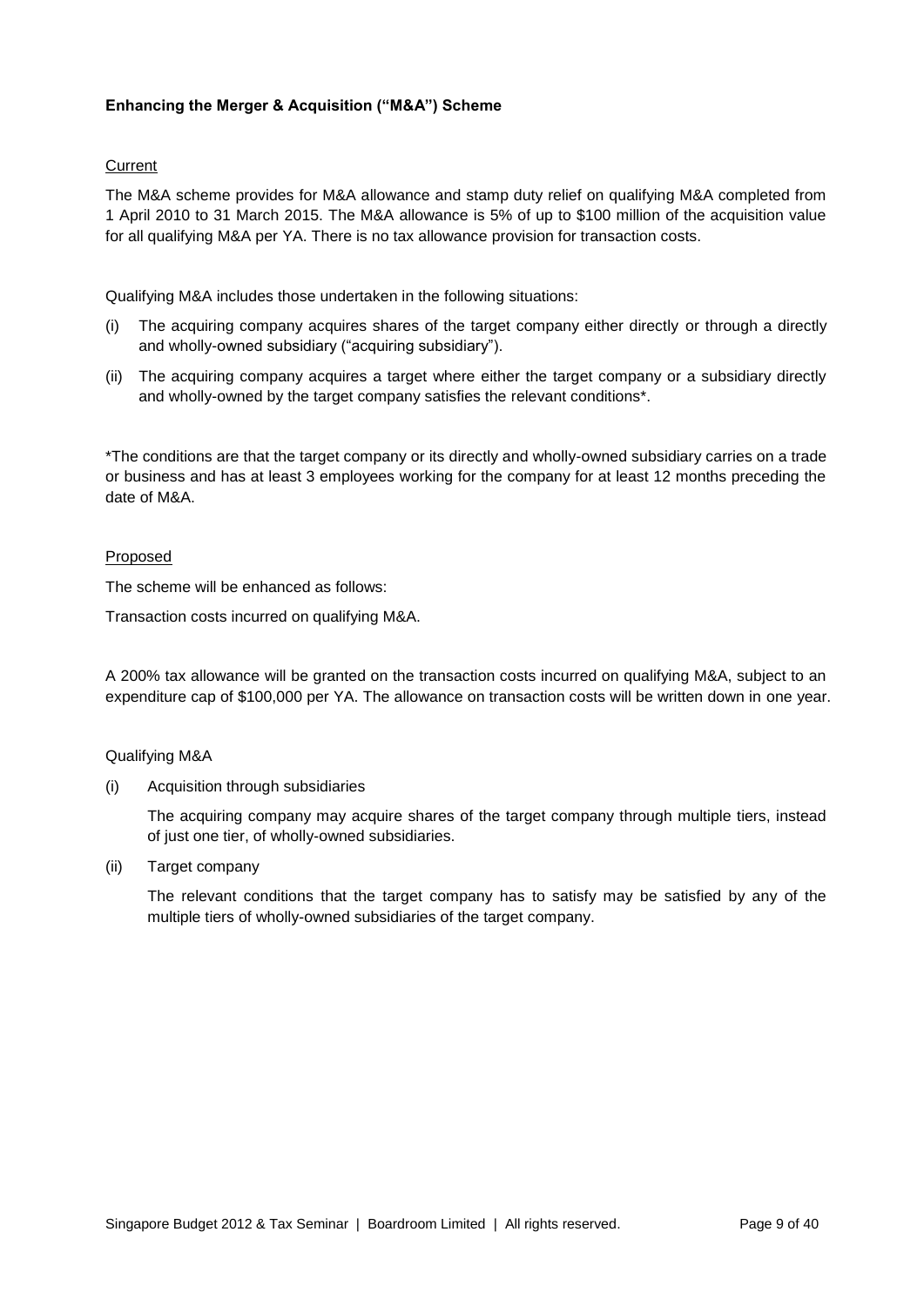**Enhancing the Merger & Acquisition ("M&A") Scheme**

Current

The M&A scheme provides for M&A allowance and stamp duty relief on qualifying M&A completed from 1 April 2010 to 31 March 2015. The M&A allowance is 5% of up to $100 million of the acquisition value for all qualifying M&A per YA. There is no tax allowance provision for transaction costs.

Qualifying M&A includes those undertaken in the following situations:

(i) The acquiring company acquires shares of the target company either directly or through a directly and wholly-owned subsidiary ("acquiring subsidiary").

(ii) The acquiring company acquires a target where either the target company or a subsidiary directly and wholly-owned by the target company satisfies the relevant conditions*.

*The conditions are that the target company or its directly and wholly-owned subsidiary carries on a trade or business and has at least 3 employees working for the company for at least 12 months preceding the date of M&A.

Proposed

The scheme will be enhanced as follows:

Transaction costs incurred on qualifying M&A.

A 200% tax allowance will be granted on the transaction costs incurred on qualifying M&A, subject to an expenditure cap of $100,000 per YA. The allowance on transaction costs will be written down in one year.

Qualifying M&A

(i) Acquisition through subsidiaries

The acquiring company may acquire shares of the target company through multiple tiers, instead of just one tier, of wholly-owned subsidiaries.

(ii) Target company

The relevant conditions that the target company has to satisfy may be satisfied by any of the multiple tiers of wholly-owned subsidiaries of the target company.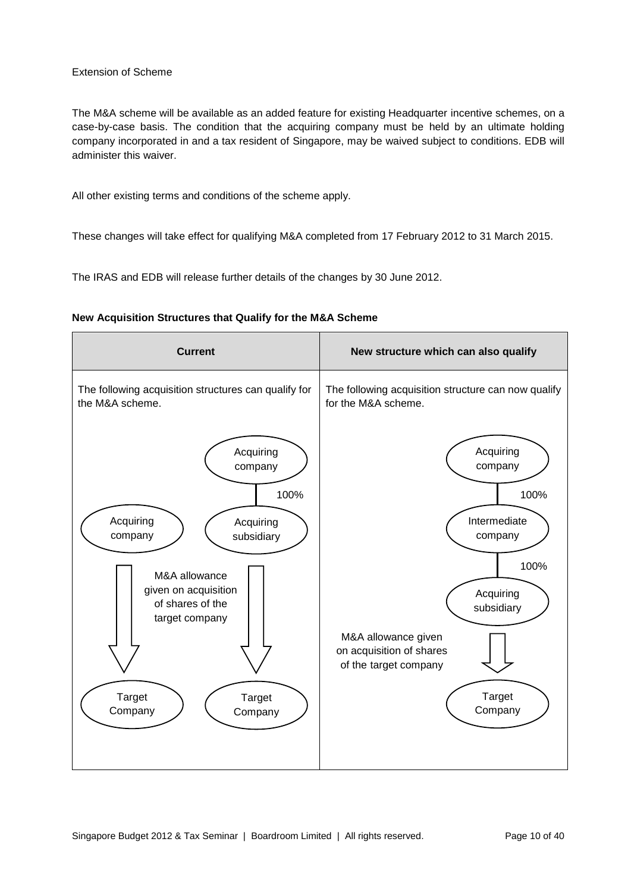Extension of Scheme

The M&A scheme will be available as an added feature for existing Headquarter incentive schemes, on a case-by-case basis. The condition that the acquiring company must be held by an ultimate holding company incorporated in and a tax resident of Singapore, may be waived subject to conditions. EDB will administer this waiver.

All other existing terms and conditions of the scheme apply.

These changes will take effect for qualifying M&A completed from 17 February 2012 to 31 March 2015.

The IRAS and EDB will release further details of the changes by 30 June 2012.

**New Acquisition Structures that Qualify for the M&A Scheme**

| Current | New structure which can also qualify |
| --- | --- |
| The following acquisition structures can qualify for the M&A scheme.<br><br>Structure 1: Acquiring company → Target Company<br><br>Structure 2: Acquiring company —(100%)— Acquiring subsidiary → Target Company<br><br>M&A allowance given on acquisition of shares of the target company | The following acquisition structure can now qualify for the M&A scheme.<br><br>Acquiring company —(100%)— Intermediate company —(100%)— Acquiring subsidiary → Target Company<br><br>M&A allowance given on acquisition of shares of the target company |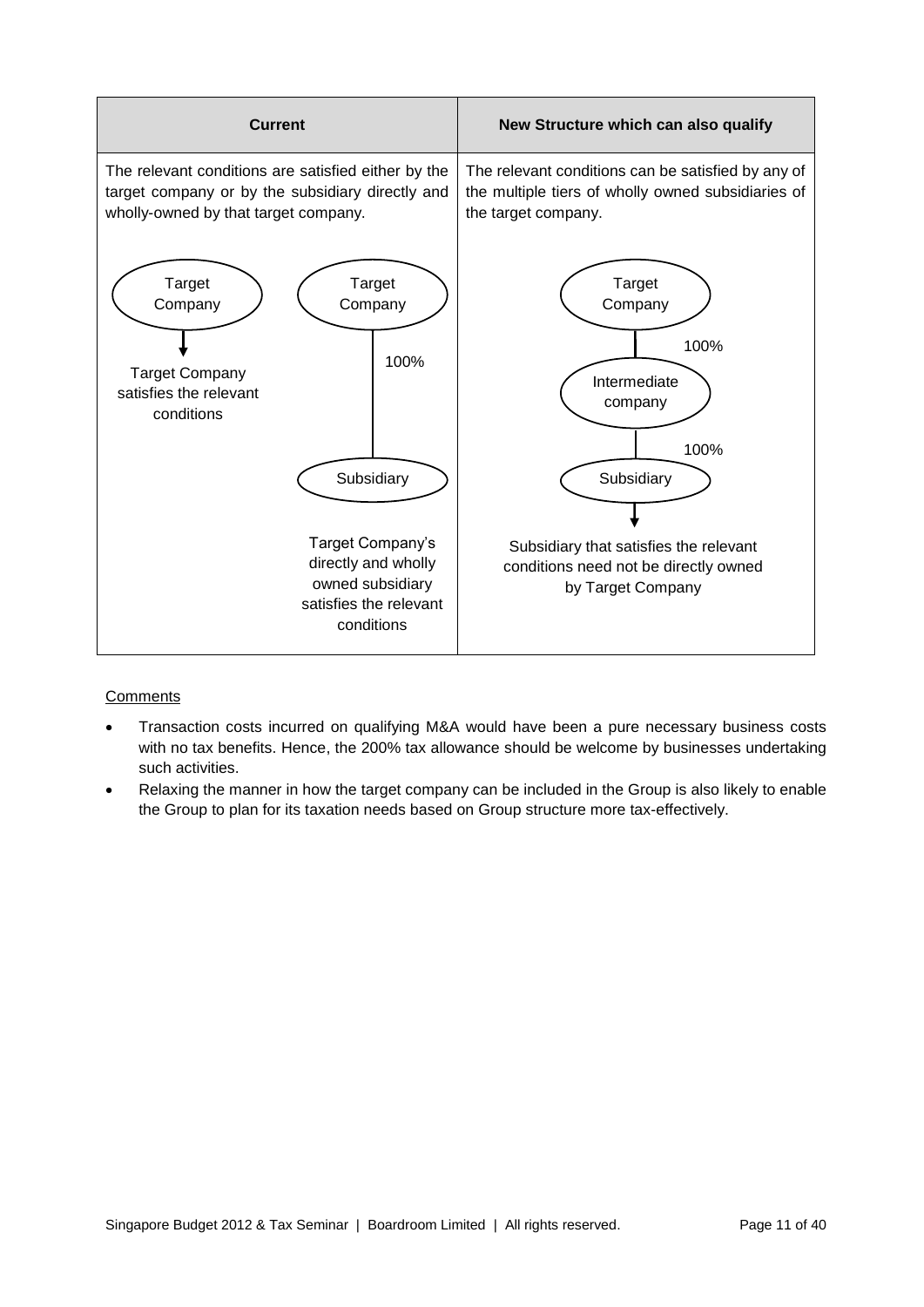| Current | New Structure which can also qualify |
| --- | --- |
| The relevant conditions are satisfied either by the target company or by the subsidiary directly and wholly-owned by that target company. | The relevant conditions can be satisfied by any of the multiple tiers of wholly owned subsidiaries of the target company. |
| Target Company → Target Company satisfies the relevant conditions<br><br>Target Company —100%— Subsidiary: Target Company's directly and wholly owned subsidiary satisfies the relevant conditions | Target Company —100%— Intermediate company —100%— Subsidiary → Subsidiary that satisfies the relevant conditions need not be directly owned by Target Company |

Comments

- Transaction costs incurred on qualifying M&A would have been a pure necessary business costs with no tax benefits. Hence, the 200% tax allowance should be welcome by businesses undertaking such activities.
- Relaxing the manner in how the target company can be included in the Group is also likely to enable the Group to plan for its taxation needs based on Group structure more tax-effectively.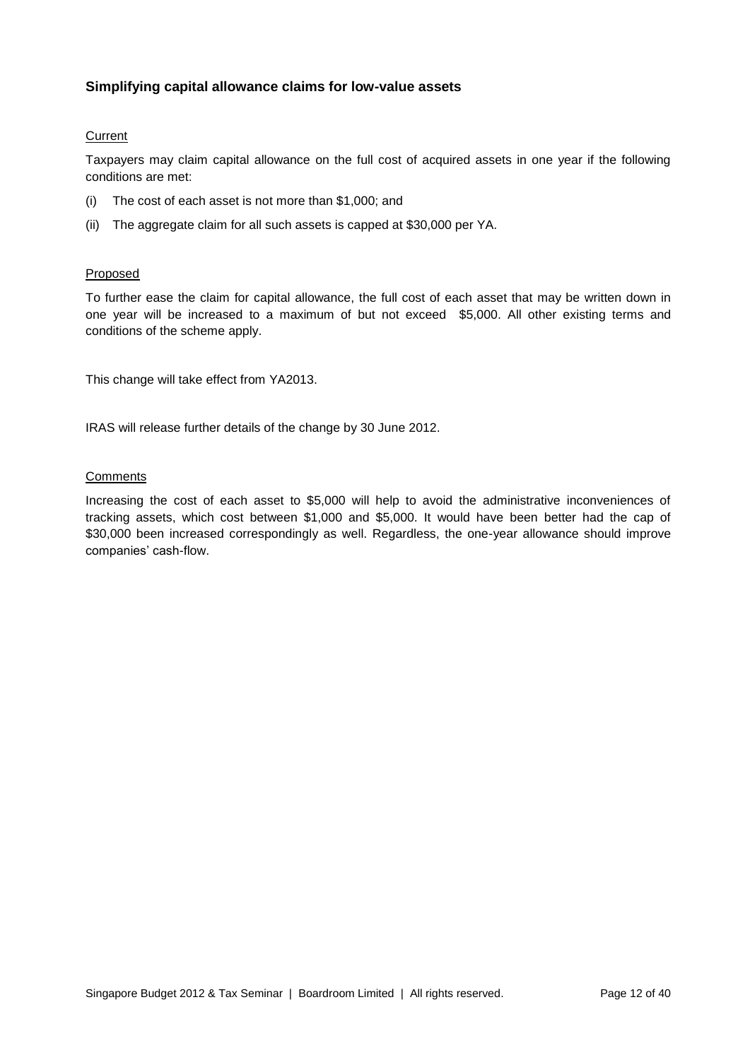### Simplifying capital allowance claims for low-value assets

Current

Taxpayers may claim capital allowance on the full cost of acquired assets in one year if the following conditions are met:

(i) The cost of each asset is not more than $1,000; and

(ii) The aggregate claim for all such assets is capped at $30,000 per YA.

Proposed

To further ease the claim for capital allowance, the full cost of each asset that may be written down in one year will be increased to a maximum of but not exceed $5,000. All other existing terms and conditions of the scheme apply.

This change will take effect from YA2013.

IRAS will release further details of the change by 30 June 2012.

Comments

Increasing the cost of each asset to $5,000 will help to avoid the administrative inconveniences of tracking assets, which cost between $1,000 and $5,000. It would have been better had the cap of $30,000 been increased correspondingly as well. Regardless, the one-year allowance should improve companies' cash-flow.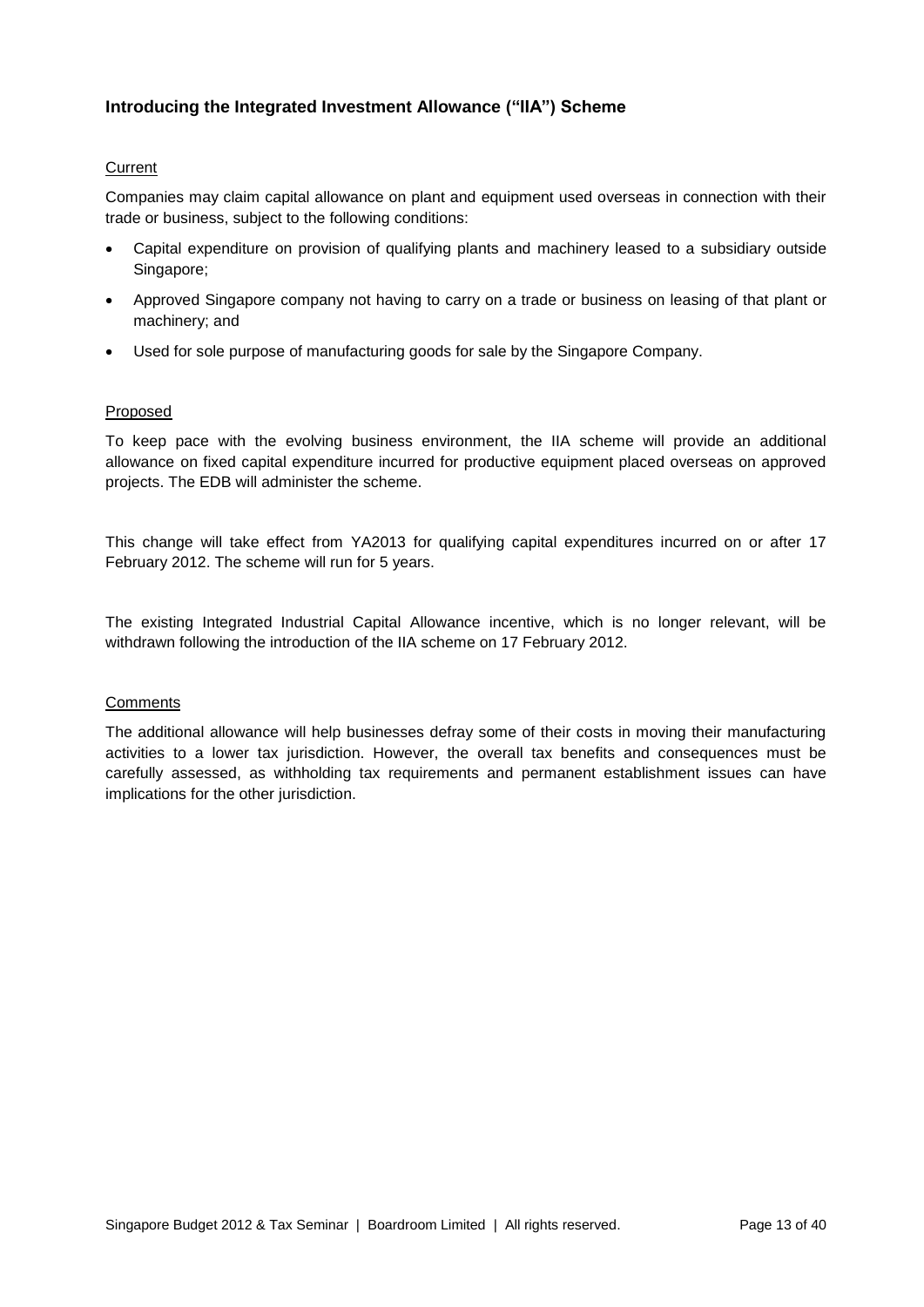### Introducing the Integrated Investment Allowance ("IIA") Scheme

Current

Companies may claim capital allowance on plant and equipment used overseas in connection with their trade or business, subject to the following conditions:

- Capital expenditure on provision of qualifying plants and machinery leased to a subsidiary outside Singapore;
- Approved Singapore company not having to carry on a trade or business on leasing of that plant or machinery; and
- Used for sole purpose of manufacturing goods for sale by the Singapore Company.

Proposed

To keep pace with the evolving business environment, the IIA scheme will provide an additional allowance on fixed capital expenditure incurred for productive equipment placed overseas on approved projects. The EDB will administer the scheme.

This change will take effect from YA2013 for qualifying capital expenditures incurred on or after 17 February 2012. The scheme will run for 5 years.

The existing Integrated Industrial Capital Allowance incentive, which is no longer relevant, will be withdrawn following the introduction of the IIA scheme on 17 February 2012.

Comments

The additional allowance will help businesses defray some of their costs in moving their manufacturing activities to a lower tax jurisdiction. However, the overall tax benefits and consequences must be carefully assessed, as withholding tax requirements and permanent establishment issues can have implications for the other jurisdiction.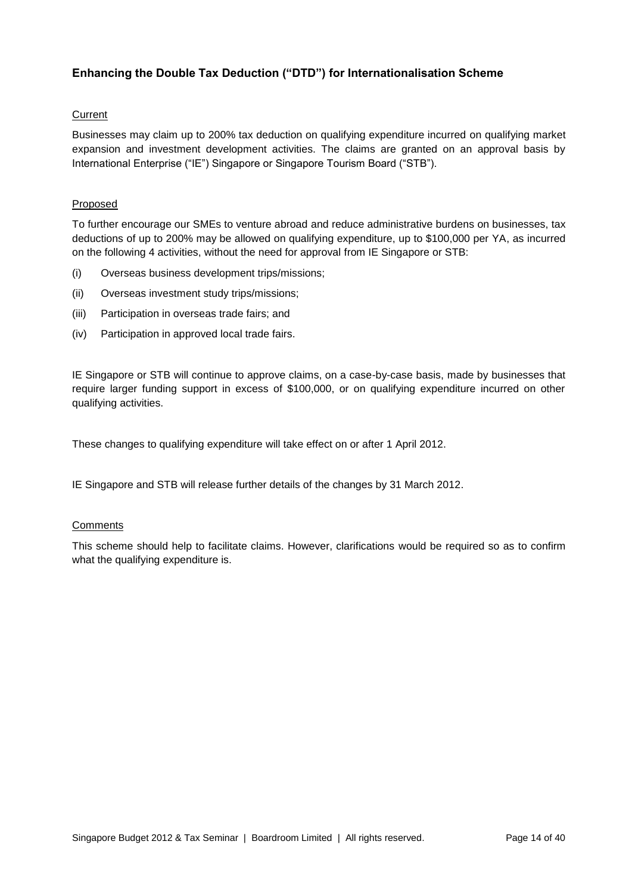### Enhancing the Double Tax Deduction ("DTD") for Internationalisation Scheme

Current

Businesses may claim up to 200% tax deduction on qualifying expenditure incurred on qualifying market expansion and investment development activities. The claims are granted on an approval basis by International Enterprise ("IE") Singapore or Singapore Tourism Board ("STB").

Proposed

To further encourage our SMEs to venture abroad and reduce administrative burdens on businesses, tax deductions of up to 200% may be allowed on qualifying expenditure, up to $100,000 per YA, as incurred on the following 4 activities, without the need for approval from IE Singapore or STB:

(i) Overseas business development trips/missions;

(ii) Overseas investment study trips/missions;

(iii) Participation in overseas trade fairs; and

(iv) Participation in approved local trade fairs.

IE Singapore or STB will continue to approve claims, on a case-by-case basis, made by businesses that require larger funding support in excess of $100,000, or on qualifying expenditure incurred on other qualifying activities.

These changes to qualifying expenditure will take effect on or after 1 April 2012.

IE Singapore and STB will release further details of the changes by 31 March 2012.

Comments

This scheme should help to facilitate claims. However, clarifications would be required so as to confirm what the qualifying expenditure is.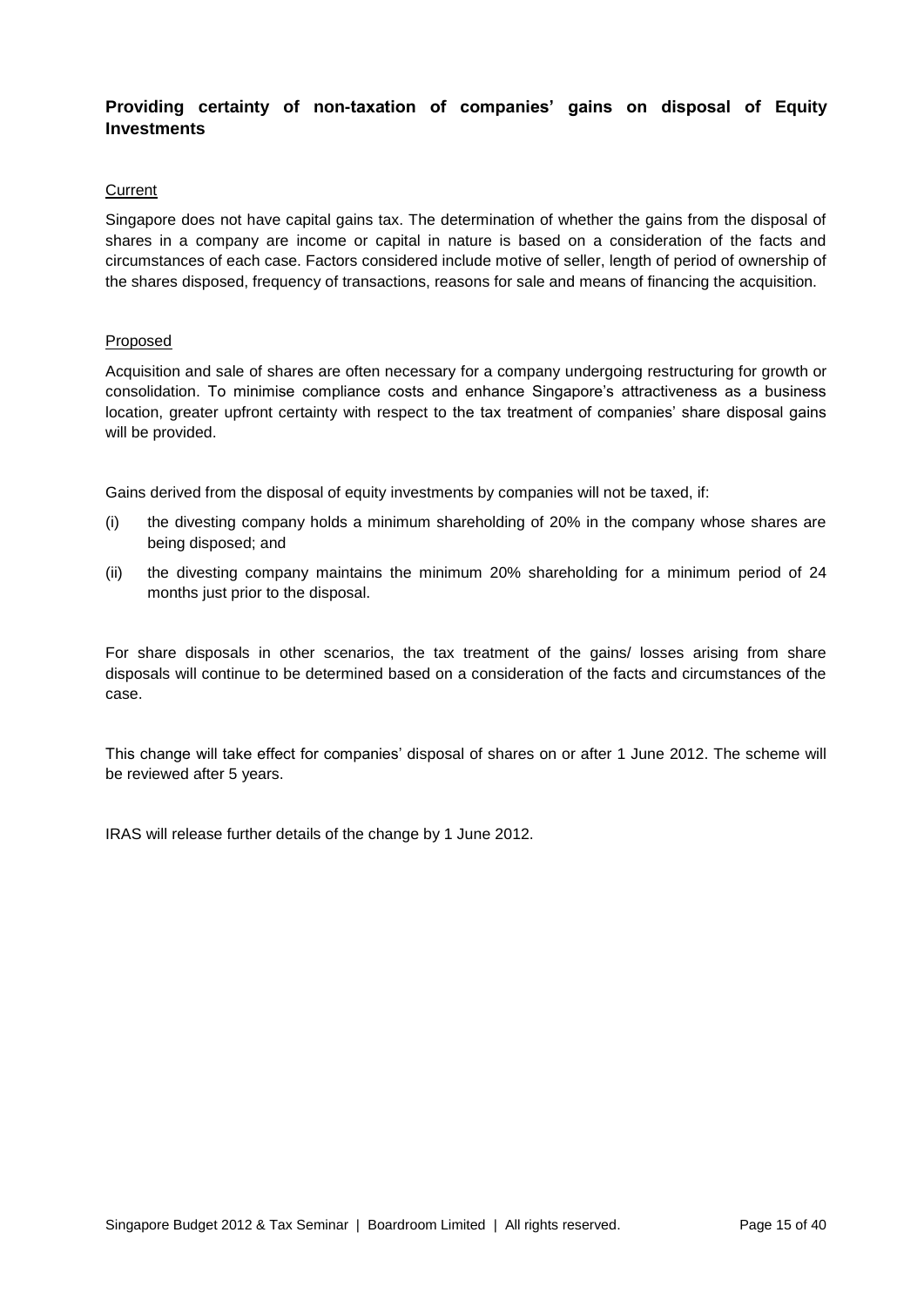### Providing certainty of non-taxation of companies' gains on disposal of Equity Investments

Current

Singapore does not have capital gains tax. The determination of whether the gains from the disposal of shares in a company are income or capital in nature is based on a consideration of the facts and circumstances of each case. Factors considered include motive of seller, length of period of ownership of the shares disposed, frequency of transactions, reasons for sale and means of financing the acquisition.

Proposed

Acquisition and sale of shares are often necessary for a company undergoing restructuring for growth or consolidation. To minimise compliance costs and enhance Singapore's attractiveness as a business location, greater upfront certainty with respect to the tax treatment of companies' share disposal gains will be provided.

Gains derived from the disposal of equity investments by companies will not be taxed, if:

(i) the divesting company holds a minimum shareholding of 20% in the company whose shares are being disposed; and

(ii) the divesting company maintains the minimum 20% shareholding for a minimum period of 24 months just prior to the disposal.

For share disposals in other scenarios, the tax treatment of the gains/ losses arising from share disposals will continue to be determined based on a consideration of the facts and circumstances of the case.

This change will take effect for companies' disposal of shares on or after 1 June 2012. The scheme will be reviewed after 5 years.

IRAS will release further details of the change by 1 June 2012.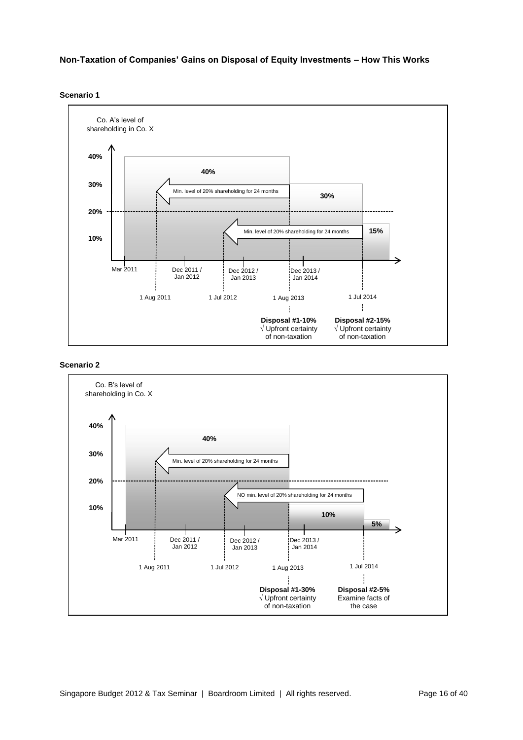**Non-Taxation of Companies' Gains on Disposal of Equity Investments – How This Works**

**Scenario 1**

Co. A's level of shareholding in Co. X

40%
30%
20%
10%

40%

Min. level of 20% shareholding for 24 months

30%

Min. level of 20% shareholding for 24 months

15%

Mar 2011 | Dec 2011 / Jan 2012 | Dec 2012 / Jan 2013 | Dec 2013 / Jan 2014

1 Aug 2011 | 1 Jul 2012 | 1 Aug 2013 | 1 Jul 2014

**Disposal #1-10%**
√ Upfront certainty of non-taxation

**Disposal #2-15%**
√ Upfront certainty of non-taxation

**Scenario 2**

Co. B's level of shareholding in Co. X

40%
30%
20%
10%

40%

Min. level of 20% shareholding for 24 months

NO min. level of 20% shareholding for 24 months

10%

5%

Mar 2011 | Dec 2011 / Jan 2012 | Dec 2012 / Jan 2013 | Dec 2013 / Jan 2014

1 Aug 2011 | 1 Jul 2012 | 1 Aug 2013 | 1 Jul 2014

**Disposal #1-30%**
√ Upfront certainty of non-taxation

**Disposal #2-5%**
Examine facts of the case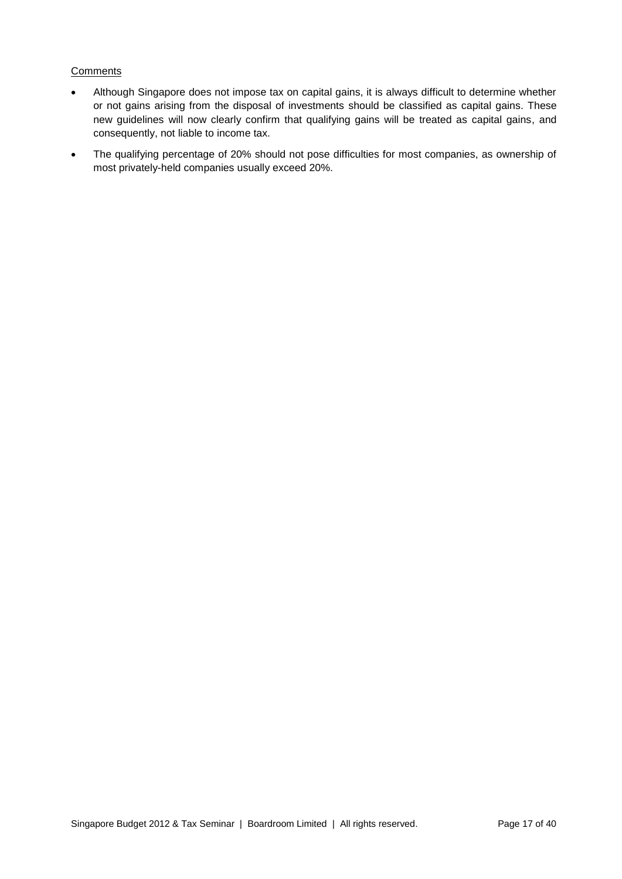<u>Comments</u>

- Although Singapore does not impose tax on capital gains, it is always difficult to determine whether or not gains arising from the disposal of investments should be classified as capital gains. These new guidelines will now clearly confirm that qualifying gains will be treated as capital gains, and consequently, not liable to income tax.
- The qualifying percentage of 20% should not pose difficulties for most companies, as ownership of most privately-held companies usually exceed 20%.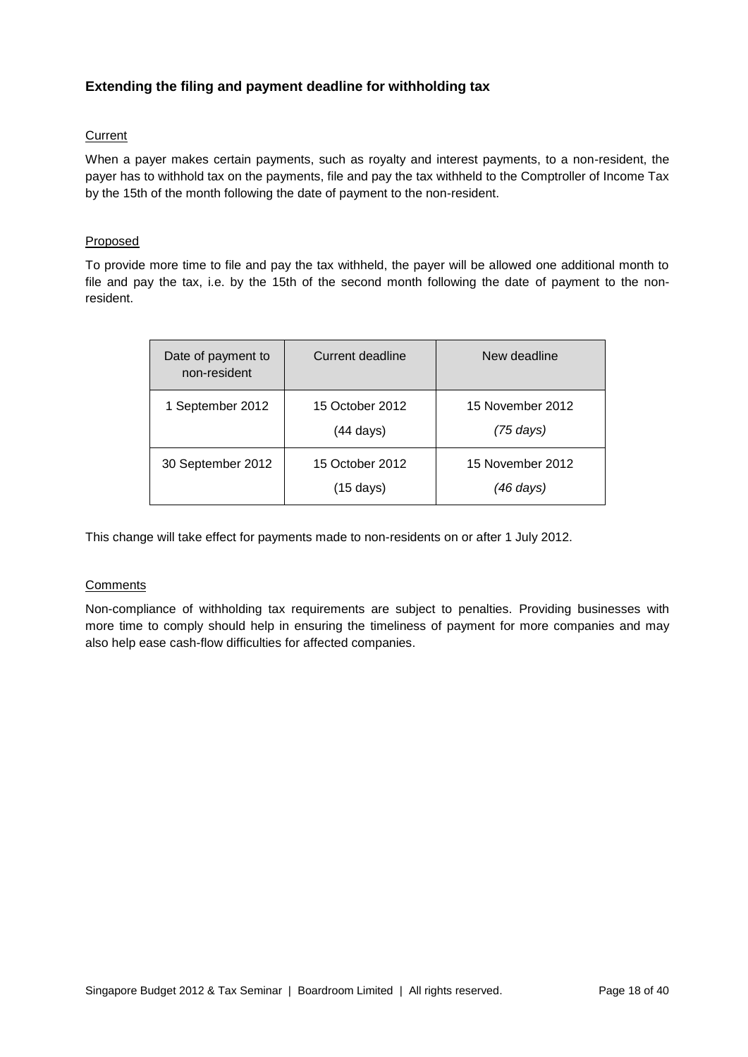### Extending the filing and payment deadline for withholding tax

Current

When a payer makes certain payments, such as royalty and interest payments, to a non-resident, the payer has to withhold tax on the payments, file and pay the tax withheld to the Comptroller of Income Tax by the 15th of the month following the date of payment to the non-resident.

Proposed

To provide more time to file and pay the tax withheld, the payer will be allowed one additional month to file and pay the tax, i.e. by the 15th of the second month following the date of payment to the non-resident.

| Date of payment to non-resident | Current deadline | New deadline |
|---|---|---|
| 1 September 2012 | 15 October 2012 (44 days) | 15 November 2012 *(75 days)* |
| 30 September 2012 | 15 October 2012 (15 days) | 15 November 2012 *(46 days)* |

This change will take effect for payments made to non-residents on or after 1 July 2012.

Comments

Non-compliance of withholding tax requirements are subject to penalties. Providing businesses with more time to comply should help in ensuring the timeliness of payment for more companies and may also help ease cash-flow difficulties for affected companies.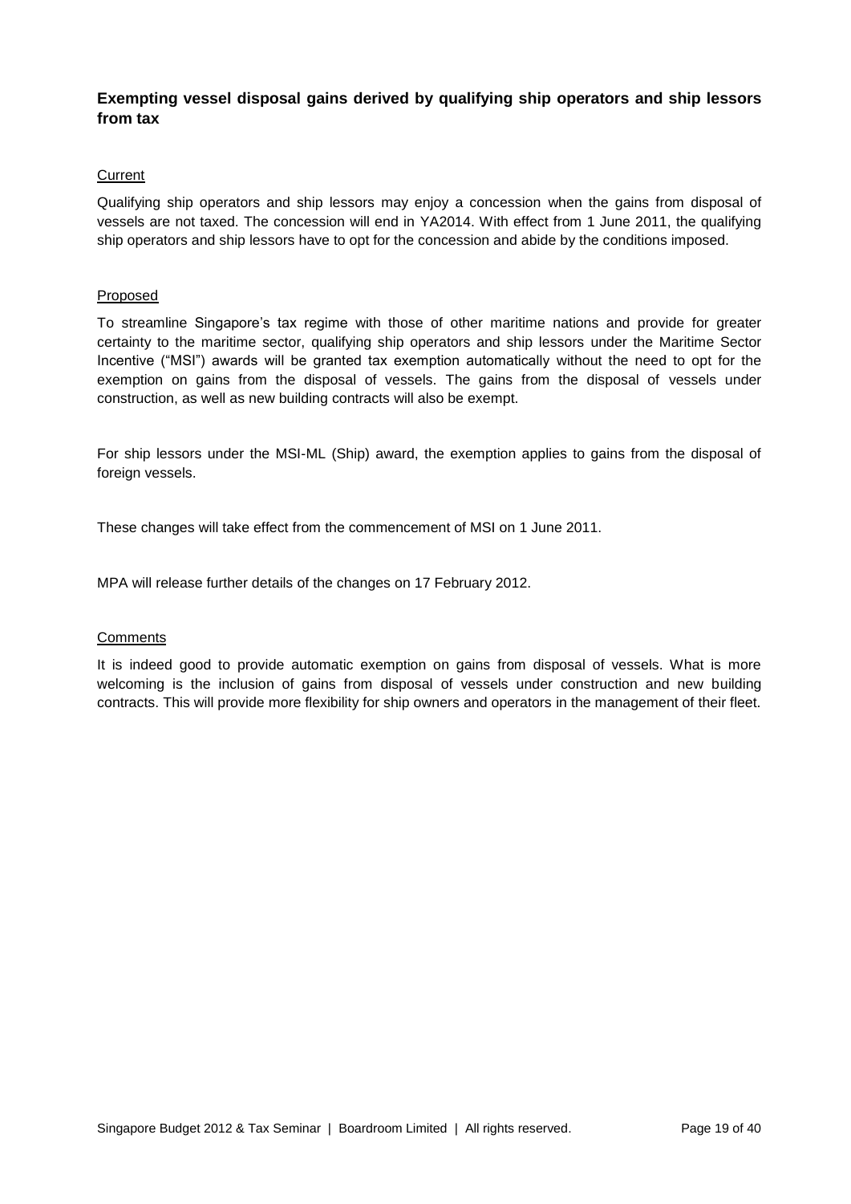## Exempting vessel disposal gains derived by qualifying ship operators and ship lessors from tax

Current

Qualifying ship operators and ship lessors may enjoy a concession when the gains from disposal of vessels are not taxed. The concession will end in YA2014. With effect from 1 June 2011, the qualifying ship operators and ship lessors have to opt for the concession and abide by the conditions imposed.

Proposed

To streamline Singapore's tax regime with those of other maritime nations and provide for greater certainty to the maritime sector, qualifying ship operators and ship lessors under the Maritime Sector Incentive ("MSI") awards will be granted tax exemption automatically without the need to opt for the exemption on gains from the disposal of vessels. The gains from the disposal of vessels under construction, as well as new building contracts will also be exempt.

For ship lessors under the MSI-ML (Ship) award, the exemption applies to gains from the disposal of foreign vessels.

These changes will take effect from the commencement of MSI on 1 June 2011.

MPA will release further details of the changes on 17 February 2012.

Comments

It is indeed good to provide automatic exemption on gains from disposal of vessels. What is more welcoming is the inclusion of gains from disposal of vessels under construction and new building contracts. This will provide more flexibility for ship owners and operators in the management of their fleet.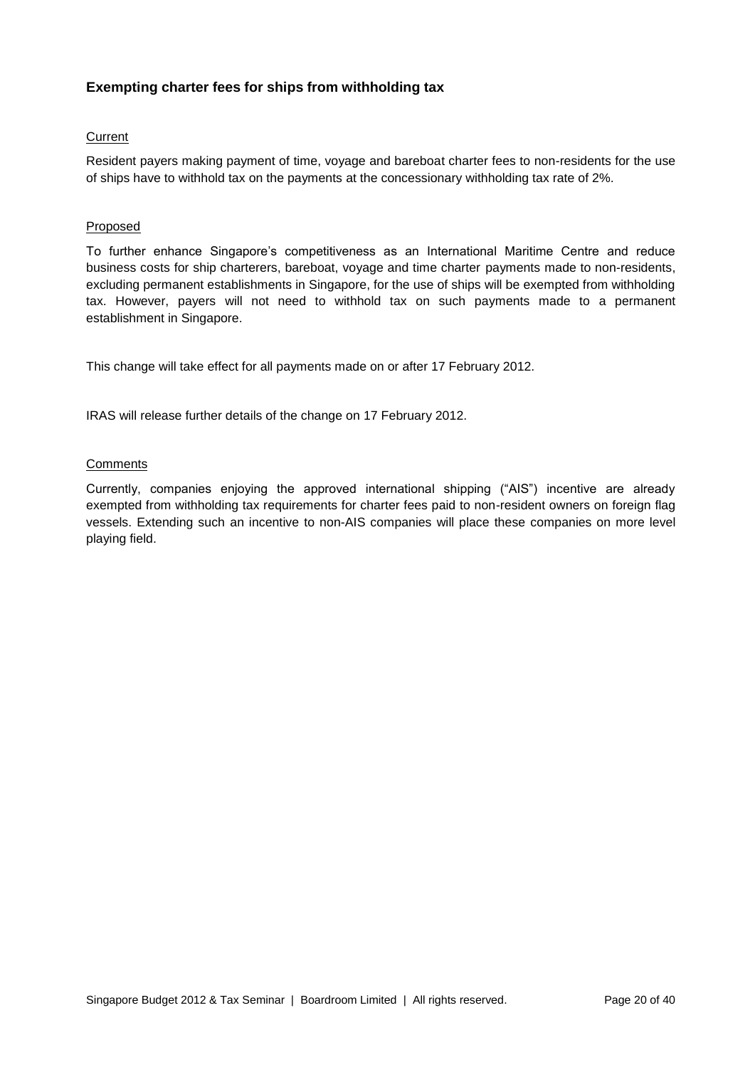### Exempting charter fees for ships from withholding tax

Current

Resident payers making payment of time, voyage and bareboat charter fees to non-residents for the use of ships have to withhold tax on the payments at the concessionary withholding tax rate of 2%.

Proposed

To further enhance Singapore's competitiveness as an International Maritime Centre and reduce business costs for ship charterers, bareboat, voyage and time charter payments made to non-residents, excluding permanent establishments in Singapore, for the use of ships will be exempted from withholding tax. However, payers will not need to withhold tax on such payments made to a permanent establishment in Singapore.

This change will take effect for all payments made on or after 17 February 2012.

IRAS will release further details of the change on 17 February 2012.

Comments

Currently, companies enjoying the approved international shipping ("AIS") incentive are already exempted from withholding tax requirements for charter fees paid to non-resident owners on foreign flag vessels. Extending such an incentive to non-AIS companies will place these companies on more level playing field.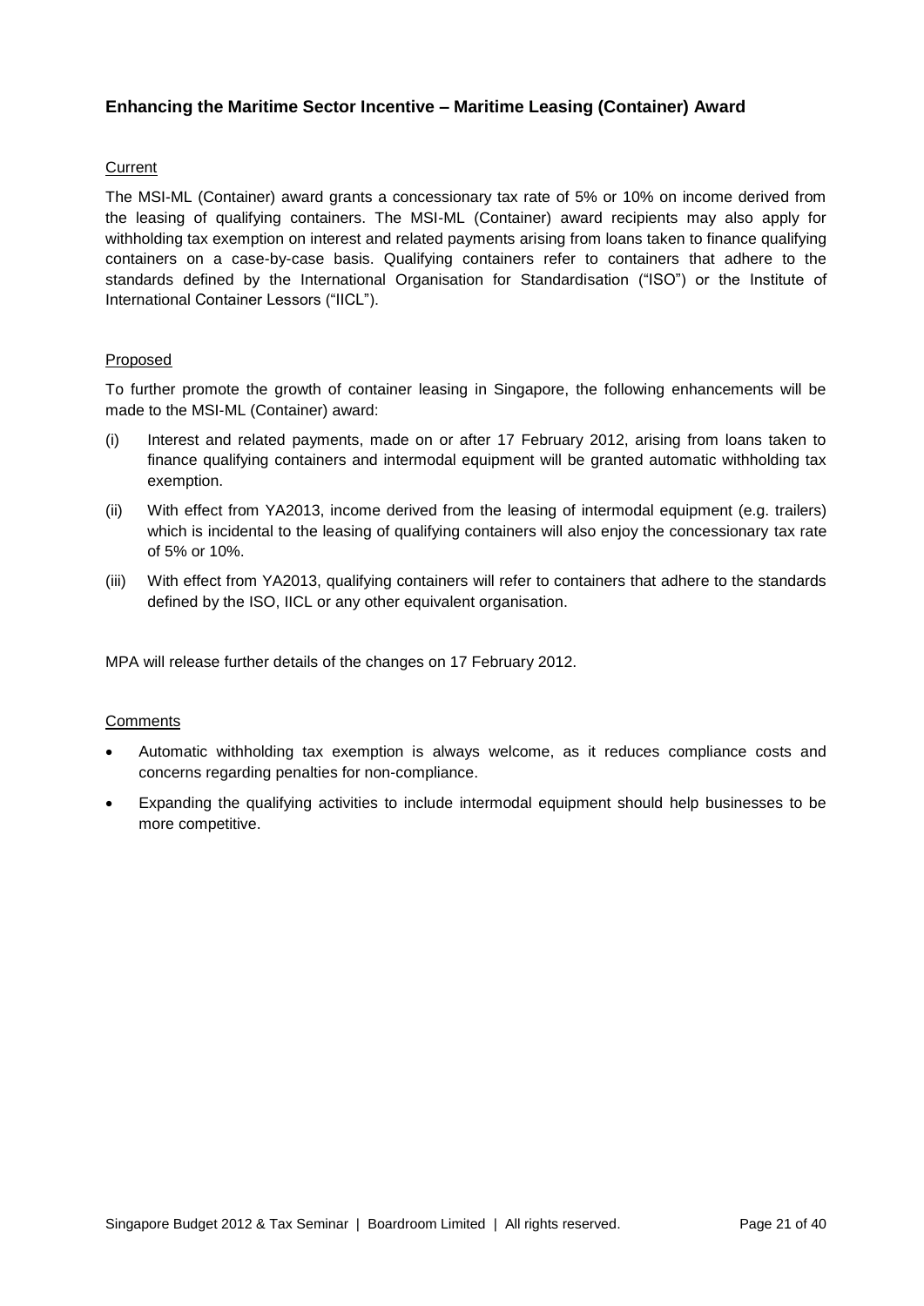## Enhancing the Maritime Sector Incentive – Maritime Leasing (Container) Award

Current

The MSI-ML (Container) award grants a concessionary tax rate of 5% or 10% on income derived from the leasing of qualifying containers. The MSI-ML (Container) award recipients may also apply for withholding tax exemption on interest and related payments arising from loans taken to finance qualifying containers on a case-by-case basis. Qualifying containers refer to containers that adhere to the standards defined by the International Organisation for Standardisation ("ISO") or the Institute of International Container Lessors ("IICL").

Proposed

To further promote the growth of container leasing in Singapore, the following enhancements will be made to the MSI-ML (Container) award:

(i) Interest and related payments, made on or after 17 February 2012, arising from loans taken to finance qualifying containers and intermodal equipment will be granted automatic withholding tax exemption.

(ii) With effect from YA2013, income derived from the leasing of intermodal equipment (e.g. trailers) which is incidental to the leasing of qualifying containers will also enjoy the concessionary tax rate of 5% or 10%.

(iii) With effect from YA2013, qualifying containers will refer to containers that adhere to the standards defined by the ISO, IICL or any other equivalent organisation.

MPA will release further details of the changes on 17 February 2012.

Comments

- Automatic withholding tax exemption is always welcome, as it reduces compliance costs and concerns regarding penalties for non-compliance.
- Expanding the qualifying activities to include intermodal equipment should help businesses to be more competitive.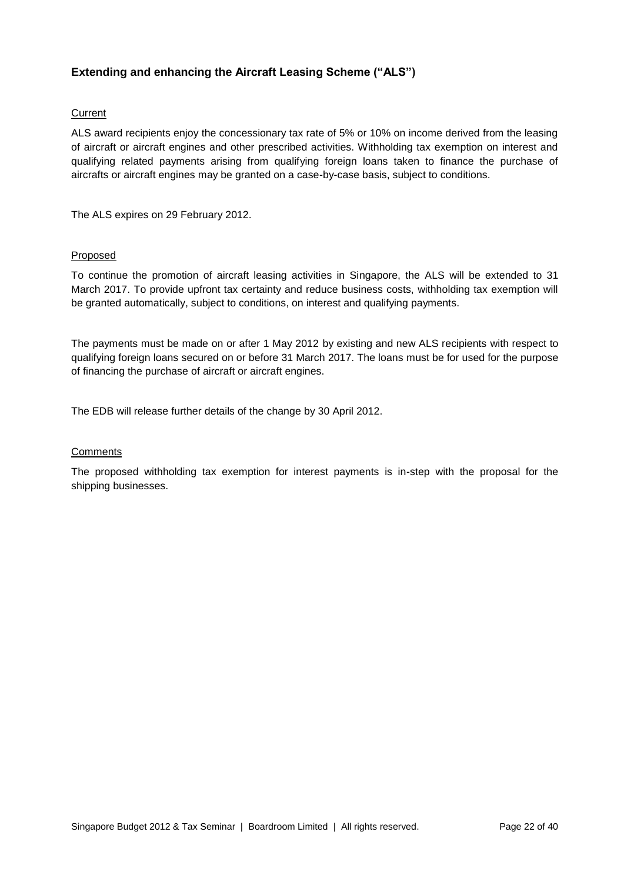### Extending and enhancing the Aircraft Leasing Scheme ("ALS")

Current

ALS award recipients enjoy the concessionary tax rate of 5% or 10% on income derived from the leasing of aircraft or aircraft engines and other prescribed activities. Withholding tax exemption on interest and qualifying related payments arising from qualifying foreign loans taken to finance the purchase of aircrafts or aircraft engines may be granted on a case-by-case basis, subject to conditions.

The ALS expires on 29 February 2012.

Proposed

To continue the promotion of aircraft leasing activities in Singapore, the ALS will be extended to 31 March 2017. To provide upfront tax certainty and reduce business costs, withholding tax exemption will be granted automatically, subject to conditions, on interest and qualifying payments.

The payments must be made on or after 1 May 2012 by existing and new ALS recipients with respect to qualifying foreign loans secured on or before 31 March 2017. The loans must be for used for the purpose of financing the purchase of aircraft or aircraft engines.

The EDB will release further details of the change by 30 April 2012.

Comments

The proposed withholding tax exemption for interest payments is in-step with the proposal for the shipping businesses.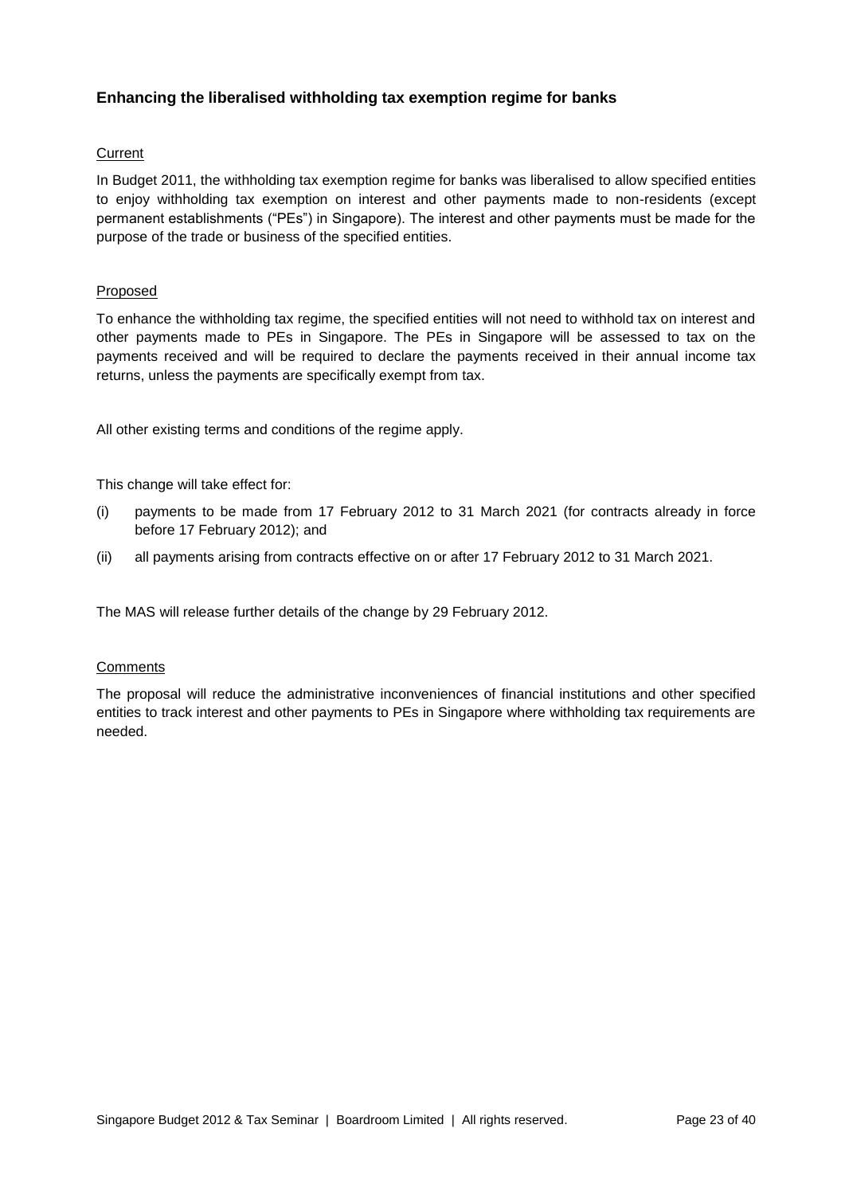### Enhancing the liberalised withholding tax exemption regime for banks

Current

In Budget 2011, the withholding tax exemption regime for banks was liberalised to allow specified entities to enjoy withholding tax exemption on interest and other payments made to non-residents (except permanent establishments ("PEs") in Singapore). The interest and other payments must be made for the purpose of the trade or business of the specified entities.

Proposed

To enhance the withholding tax regime, the specified entities will not need to withhold tax on interest and other payments made to PEs in Singapore. The PEs in Singapore will be assessed to tax on the payments received and will be required to declare the payments received in their annual income tax returns, unless the payments are specifically exempt from tax.

All other existing terms and conditions of the regime apply.

This change will take effect for:

(i) payments to be made from 17 February 2012 to 31 March 2021 (for contracts already in force before 17 February 2012); and

(ii) all payments arising from contracts effective on or after 17 February 2012 to 31 March 2021.

The MAS will release further details of the change by 29 February 2012.

Comments

The proposal will reduce the administrative inconveniences of financial institutions and other specified entities to track interest and other payments to PEs in Singapore where withholding tax requirements are needed.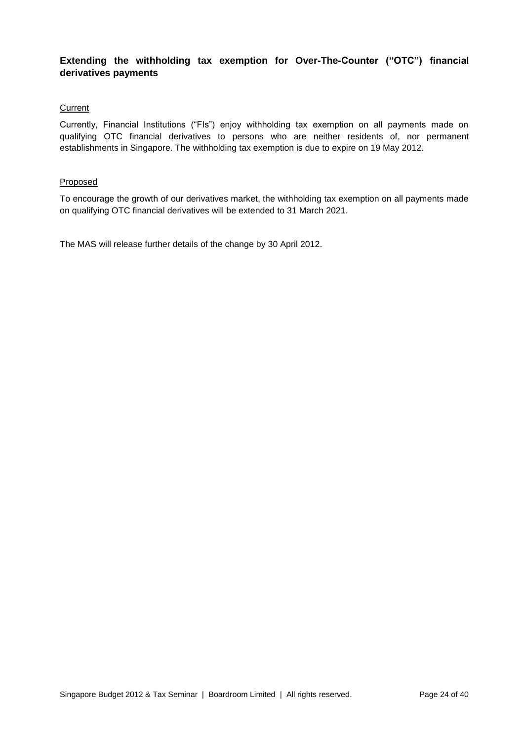### Extending the withholding tax exemption for Over-The-Counter ("OTC") financial derivatives payments

Current

Currently, Financial Institutions ("FIs") enjoy withholding tax exemption on all payments made on qualifying OTC financial derivatives to persons who are neither residents of, nor permanent establishments in Singapore. The withholding tax exemption is due to expire on 19 May 2012.

Proposed

To encourage the growth of our derivatives market, the withholding tax exemption on all payments made on qualifying OTC financial derivatives will be extended to 31 March 2021.

The MAS will release further details of the change by 30 April 2012.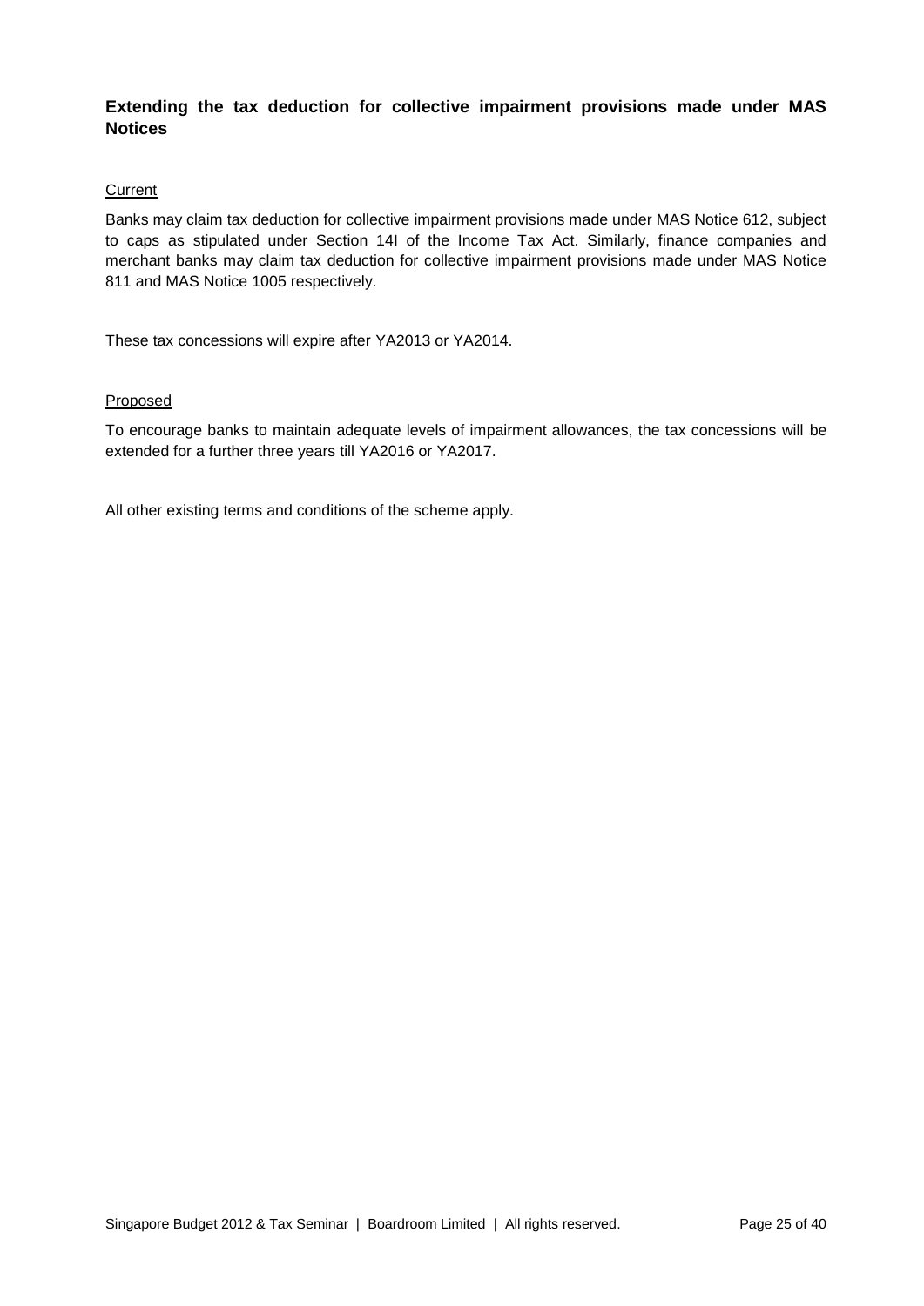### Extending the tax deduction for collective impairment provisions made under MAS Notices

<u>Current</u>

Banks may claim tax deduction for collective impairment provisions made under MAS Notice 612, subject to caps as stipulated under Section 14I of the Income Tax Act. Similarly, finance companies and merchant banks may claim tax deduction for collective impairment provisions made under MAS Notice 811 and MAS Notice 1005 respectively.

These tax concessions will expire after YA2013 or YA2014.

<u>Proposed</u>

To encourage banks to maintain adequate levels of impairment allowances, the tax concessions will be extended for a further three years till YA2016 or YA2017.

All other existing terms and conditions of the scheme apply.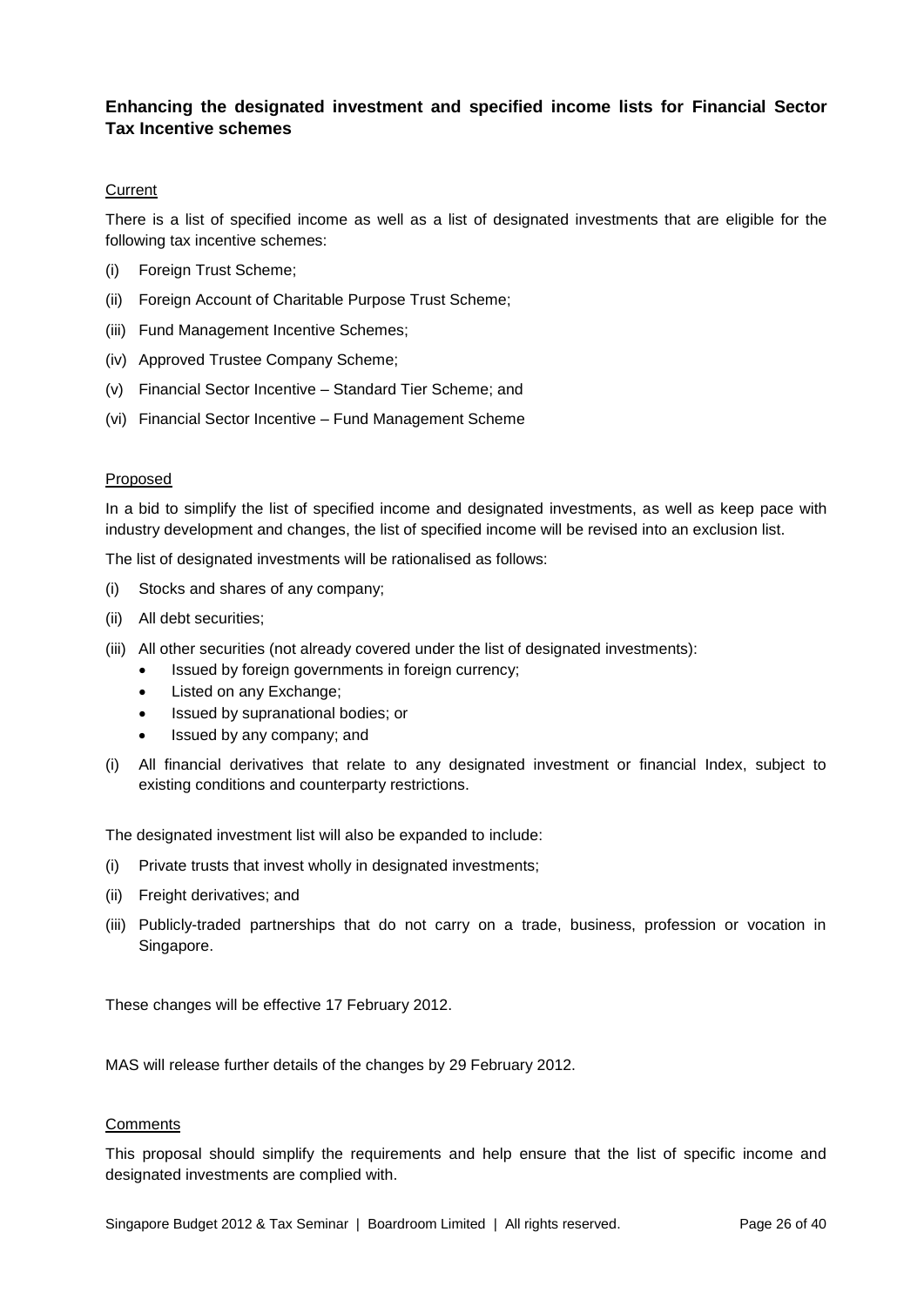## Enhancing the designated investment and specified income lists for Financial Sector Tax Incentive schemes

Current

There is a list of specified income as well as a list of designated investments that are eligible for the following tax incentive schemes:

(i) Foreign Trust Scheme;

(ii) Foreign Account of Charitable Purpose Trust Scheme;

(iii) Fund Management Incentive Schemes;

(iv) Approved Trustee Company Scheme;

(v) Financial Sector Incentive – Standard Tier Scheme; and

(vi) Financial Sector Incentive – Fund Management Scheme

Proposed

In a bid to simplify the list of specified income and designated investments, as well as keep pace with industry development and changes, the list of specified income will be revised into an exclusion list.

The list of designated investments will be rationalised as follows:

(i) Stocks and shares of any company;

(ii) All debt securities;

(iii) All other securities (not already covered under the list of designated investments):
- Issued by foreign governments in foreign currency;
- Listed on any Exchange;
- Issued by supranational bodies; or
- Issued by any company; and

(i) All financial derivatives that relate to any designated investment or financial Index, subject to existing conditions and counterparty restrictions.

The designated investment list will also be expanded to include:

(i) Private trusts that invest wholly in designated investments;

(ii) Freight derivatives; and

(iii) Publicly-traded partnerships that do not carry on a trade, business, profession or vocation in Singapore.

These changes will be effective 17 February 2012.

MAS will release further details of the changes by 29 February 2012.

Comments

This proposal should simplify the requirements and help ensure that the list of specific income and designated investments are complied with.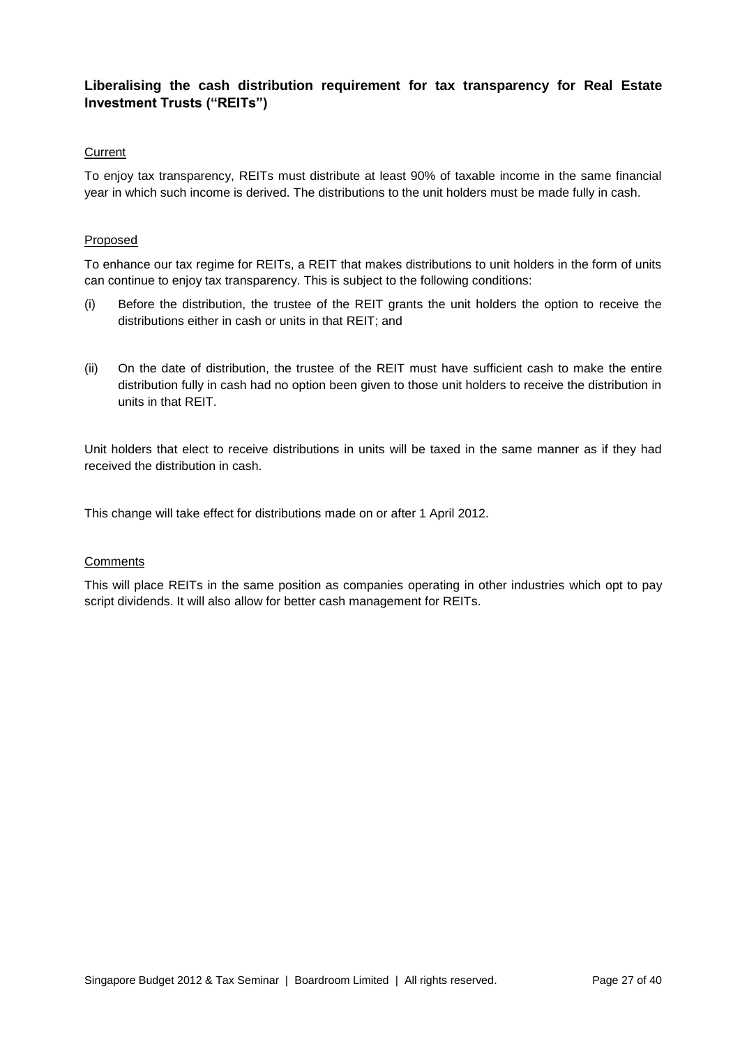## Liberalising the cash distribution requirement for tax transparency for Real Estate Investment Trusts ("REITs")

Current

To enjoy tax transparency, REITs must distribute at least 90% of taxable income in the same financial year in which such income is derived. The distributions to the unit holders must be made fully in cash.

Proposed

To enhance our tax regime for REITs, a REIT that makes distributions to unit holders in the form of units can continue to enjoy tax transparency. This is subject to the following conditions:

(i) Before the distribution, the trustee of the REIT grants the unit holders the option to receive the distributions either in cash or units in that REIT; and

(ii) On the date of distribution, the trustee of the REIT must have sufficient cash to make the entire distribution fully in cash had no option been given to those unit holders to receive the distribution in units in that REIT.

Unit holders that elect to receive distributions in units will be taxed in the same manner as if they had received the distribution in cash.

This change will take effect for distributions made on or after 1 April 2012.

Comments

This will place REITs in the same position as companies operating in other industries which opt to pay script dividends. It will also allow for better cash management for REITs.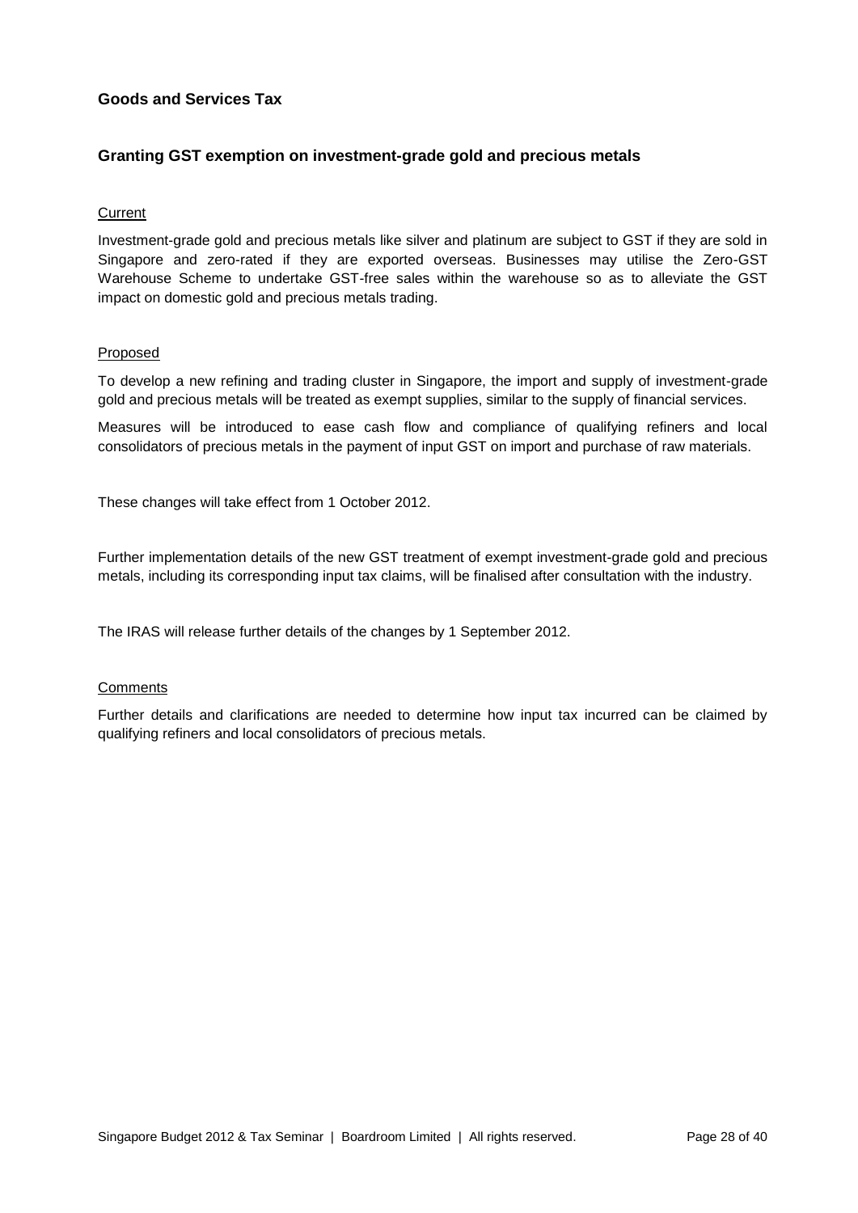## Goods and Services Tax

### Granting GST exemption on investment-grade gold and precious metals

Current

Investment-grade gold and precious metals like silver and platinum are subject to GST if they are sold in Singapore and zero-rated if they are exported overseas. Businesses may utilise the Zero-GST Warehouse Scheme to undertake GST-free sales within the warehouse so as to alleviate the GST impact on domestic gold and precious metals trading.

Proposed

To develop a new refining and trading cluster in Singapore, the import and supply of investment-grade gold and precious metals will be treated as exempt supplies, similar to the supply of financial services.

Measures will be introduced to ease cash flow and compliance of qualifying refiners and local consolidators of precious metals in the payment of input GST on import and purchase of raw materials.

These changes will take effect from 1 October 2012.

Further implementation details of the new GST treatment of exempt investment-grade gold and precious metals, including its corresponding input tax claims, will be finalised after consultation with the industry.

The IRAS will release further details of the changes by 1 September 2012.

Comments

Further details and clarifications are needed to determine how input tax incurred can be claimed by qualifying refiners and local consolidators of precious metals.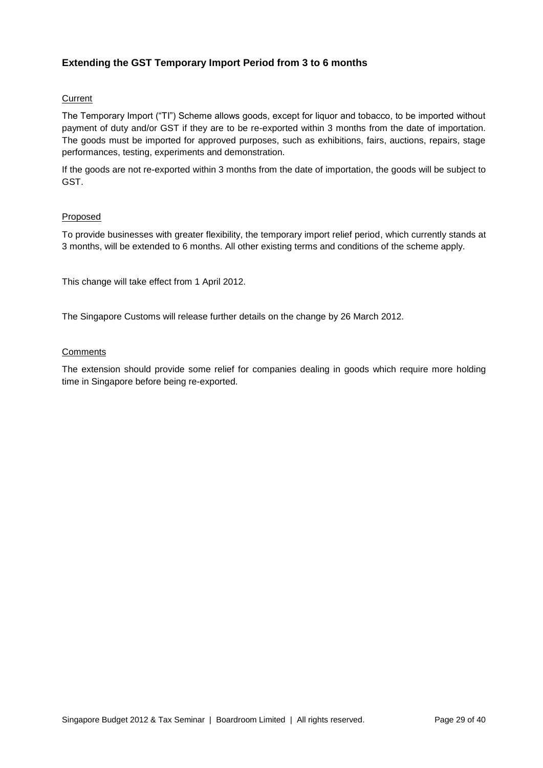### Extending the GST Temporary Import Period from 3 to 6 months

Current

The Temporary Import ("TI") Scheme allows goods, except for liquor and tobacco, to be imported without payment of duty and/or GST if they are to be re-exported within 3 months from the date of importation. The goods must be imported for approved purposes, such as exhibitions, fairs, auctions, repairs, stage performances, testing, experiments and demonstration.

If the goods are not re-exported within 3 months from the date of importation, the goods will be subject to GST.

Proposed

To provide businesses with greater flexibility, the temporary import relief period, which currently stands at 3 months, will be extended to 6 months. All other existing terms and conditions of the scheme apply.

This change will take effect from 1 April 2012.

The Singapore Customs will release further details on the change by 26 March 2012.

Comments

The extension should provide some relief for companies dealing in goods which require more holding time in Singapore before being re-exported.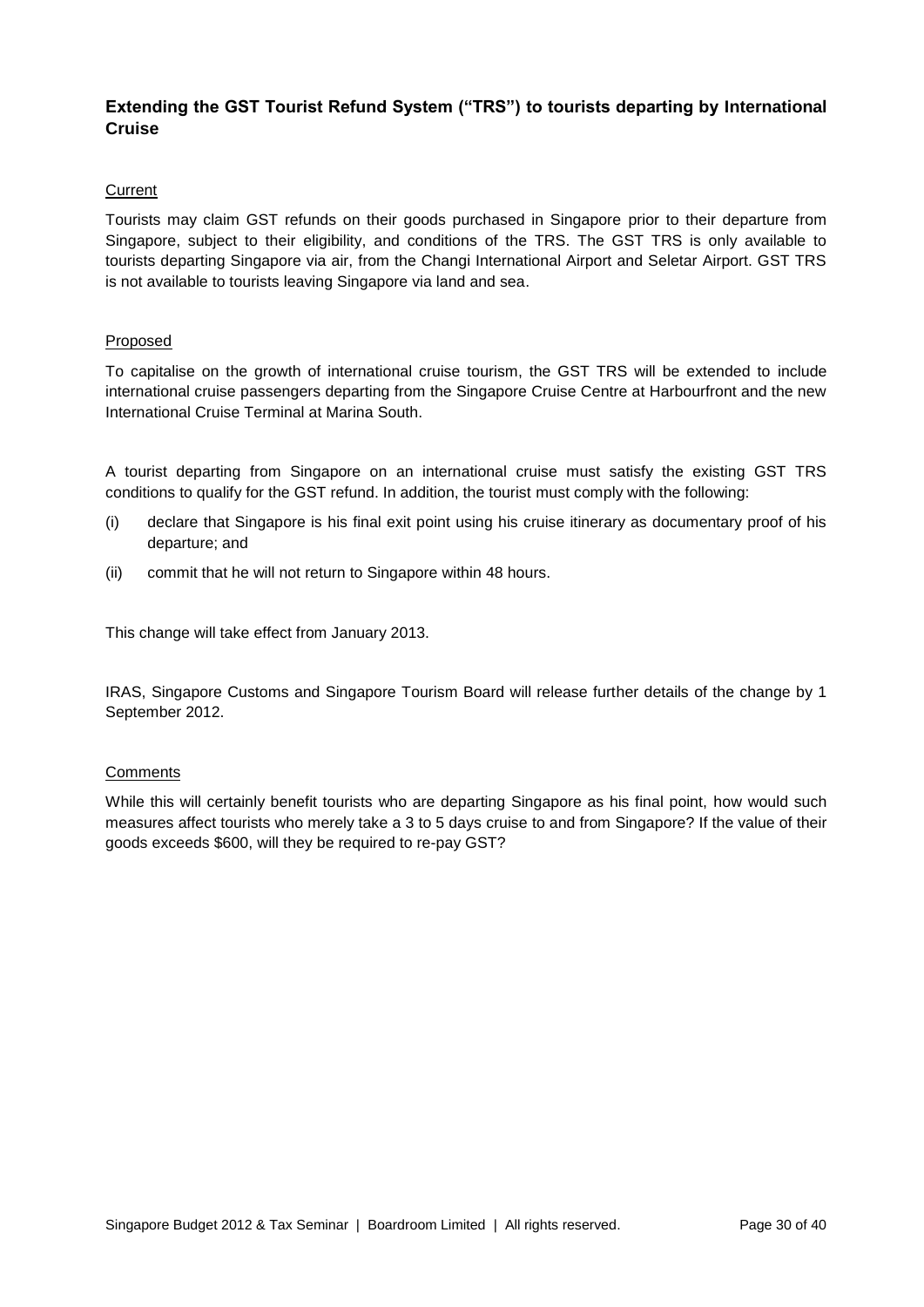## Extending the GST Tourist Refund System ("TRS") to tourists departing by International Cruise

Current

Tourists may claim GST refunds on their goods purchased in Singapore prior to their departure from Singapore, subject to their eligibility, and conditions of the TRS. The GST TRS is only available to tourists departing Singapore via air, from the Changi International Airport and Seletar Airport. GST TRS is not available to tourists leaving Singapore via land and sea.

Proposed

To capitalise on the growth of international cruise tourism, the GST TRS will be extended to include international cruise passengers departing from the Singapore Cruise Centre at Harbourfront and the new International Cruise Terminal at Marina South.

A tourist departing from Singapore on an international cruise must satisfy the existing GST TRS conditions to qualify for the GST refund. In addition, the tourist must comply with the following:

(i) declare that Singapore is his final exit point using his cruise itinerary as documentary proof of his departure; and

(ii) commit that he will not return to Singapore within 48 hours.

This change will take effect from January 2013.

IRAS, Singapore Customs and Singapore Tourism Board will release further details of the change by 1 September 2012.

Comments

While this will certainly benefit tourists who are departing Singapore as his final point, how would such measures affect tourists who merely take a 3 to 5 days cruise to and from Singapore? If the value of their goods exceeds $600, will they be required to re-pay GST?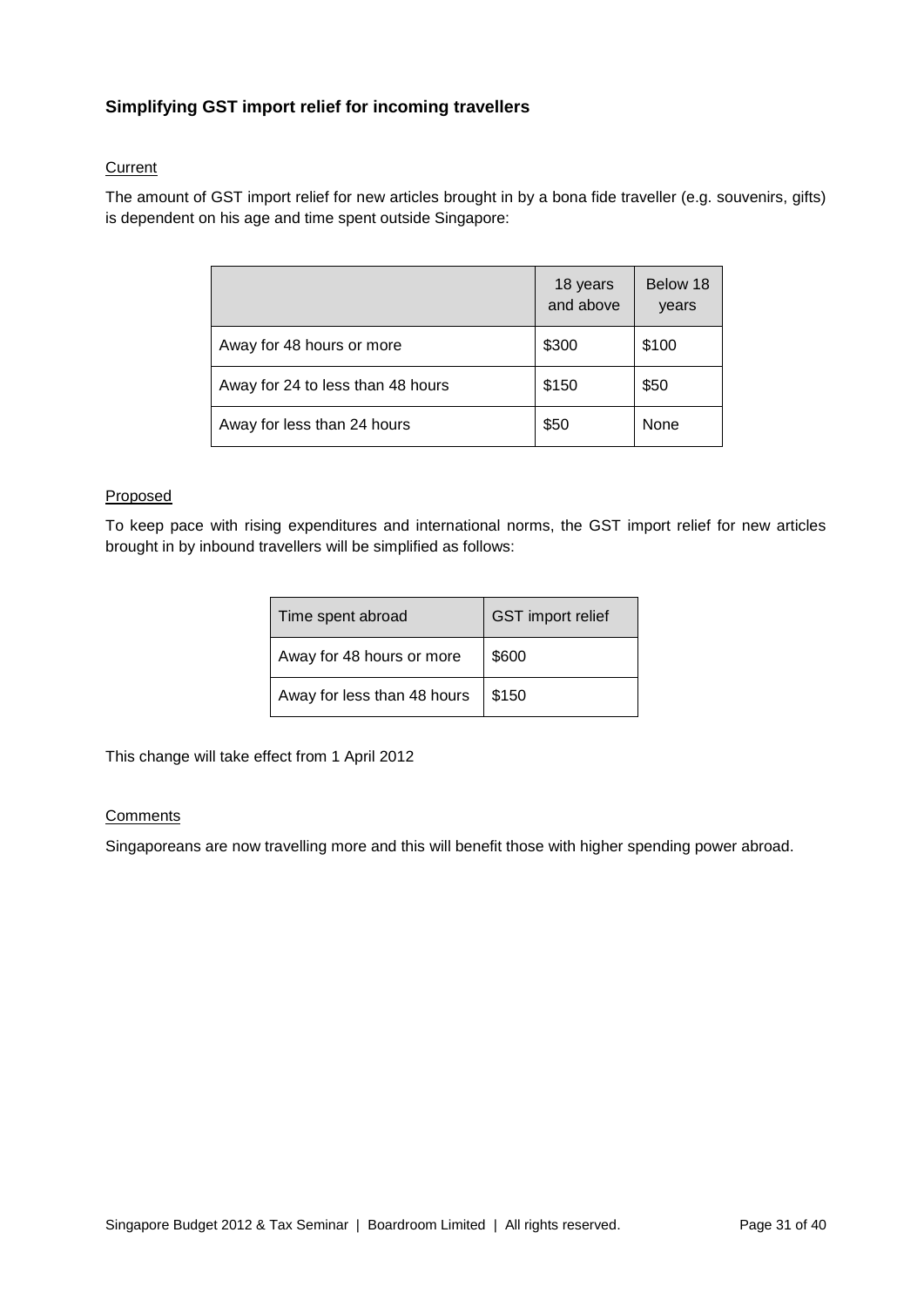### **Simplifying GST import relief for incoming travellers**

Current

The amount of GST import relief for new articles brought in by a bona fide traveller (e.g. souvenirs, gifts) is dependent on his age and time spent outside Singapore:

| | 18 years and above | Below 18 years |
|---|---|---|
| Away for 48 hours or more | \$300 | \$100 |
| Away for 24 to less than 48 hours | \$150 | \$50 |
| Away for less than 24 hours | \$50 | None |

Proposed

To keep pace with rising expenditures and international norms, the GST import relief for new articles brought in by inbound travellers will be simplified as follows:

| Time spent abroad | GST import relief |
|---|---|
| Away for 48 hours or more | \$600 |
| Away for less than 48 hours | \$150 |

This change will take effect from 1 April 2012

Comments

Singaporeans are now travelling more and this will benefit those with higher spending power abroad.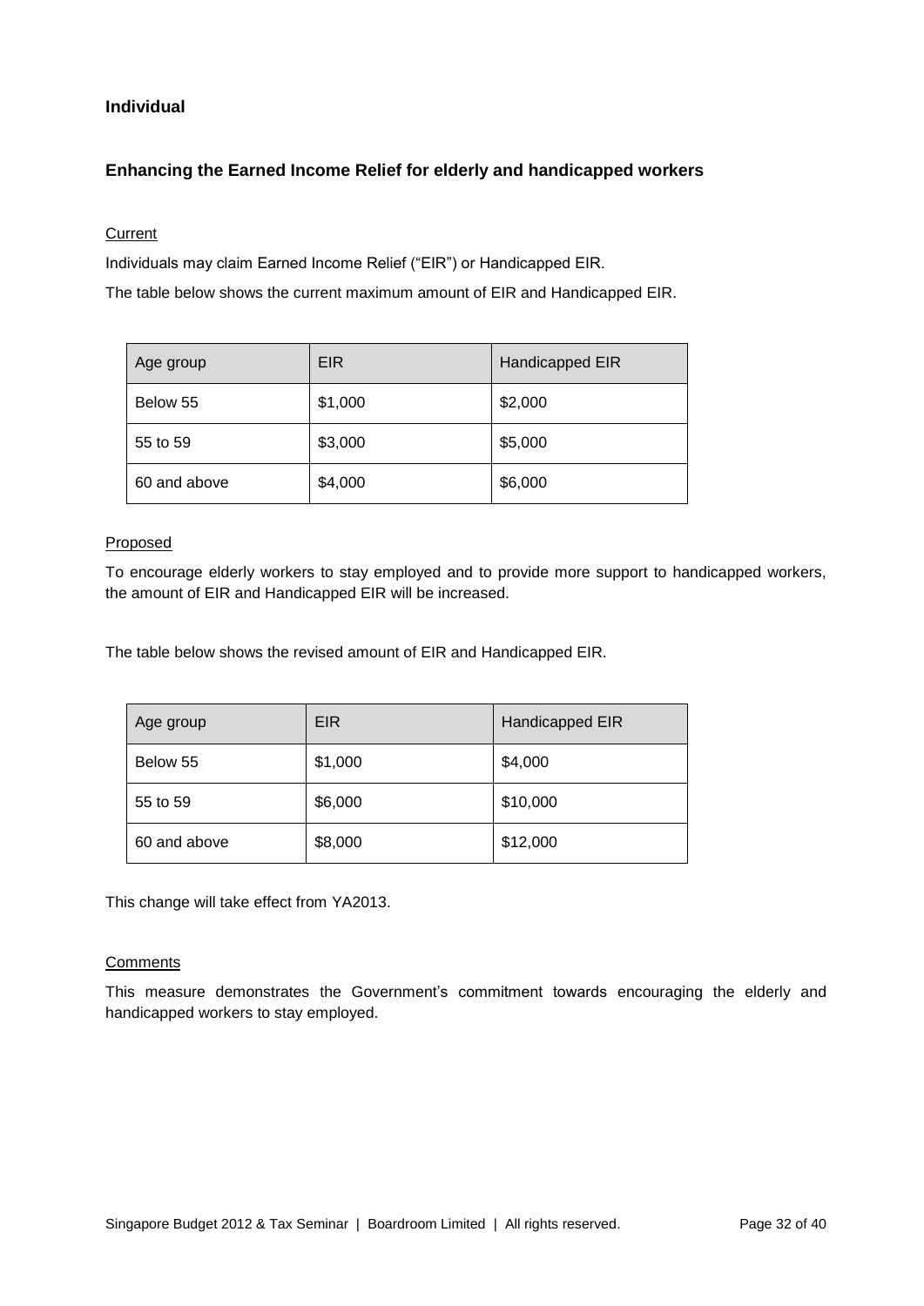## Individual

### Enhancing the Earned Income Relief for elderly and handicapped workers

Current

Individuals may claim Earned Income Relief ("EIR") or Handicapped EIR.

The table below shows the current maximum amount of EIR and Handicapped EIR.

| Age group | EIR | Handicapped EIR |
|---|---|---|
| Below 55 | $1,000 | $2,000 |
| 55 to 59 | $3,000 | $5,000 |
| 60 and above | $4,000 | $6,000 |

Proposed

To encourage elderly workers to stay employed and to provide more support to handicapped workers, the amount of EIR and Handicapped EIR will be increased.

The table below shows the revised amount of EIR and Handicapped EIR.

| Age group | EIR | Handicapped EIR |
|---|---|---|
| Below 55 | $1,000 | $4,000 |
| 55 to 59 | $6,000 | $10,000 |
| 60 and above | $8,000 | $12,000 |

This change will take effect from YA2013.

Comments

This measure demonstrates the Government's commitment towards encouraging the elderly and handicapped workers to stay employed.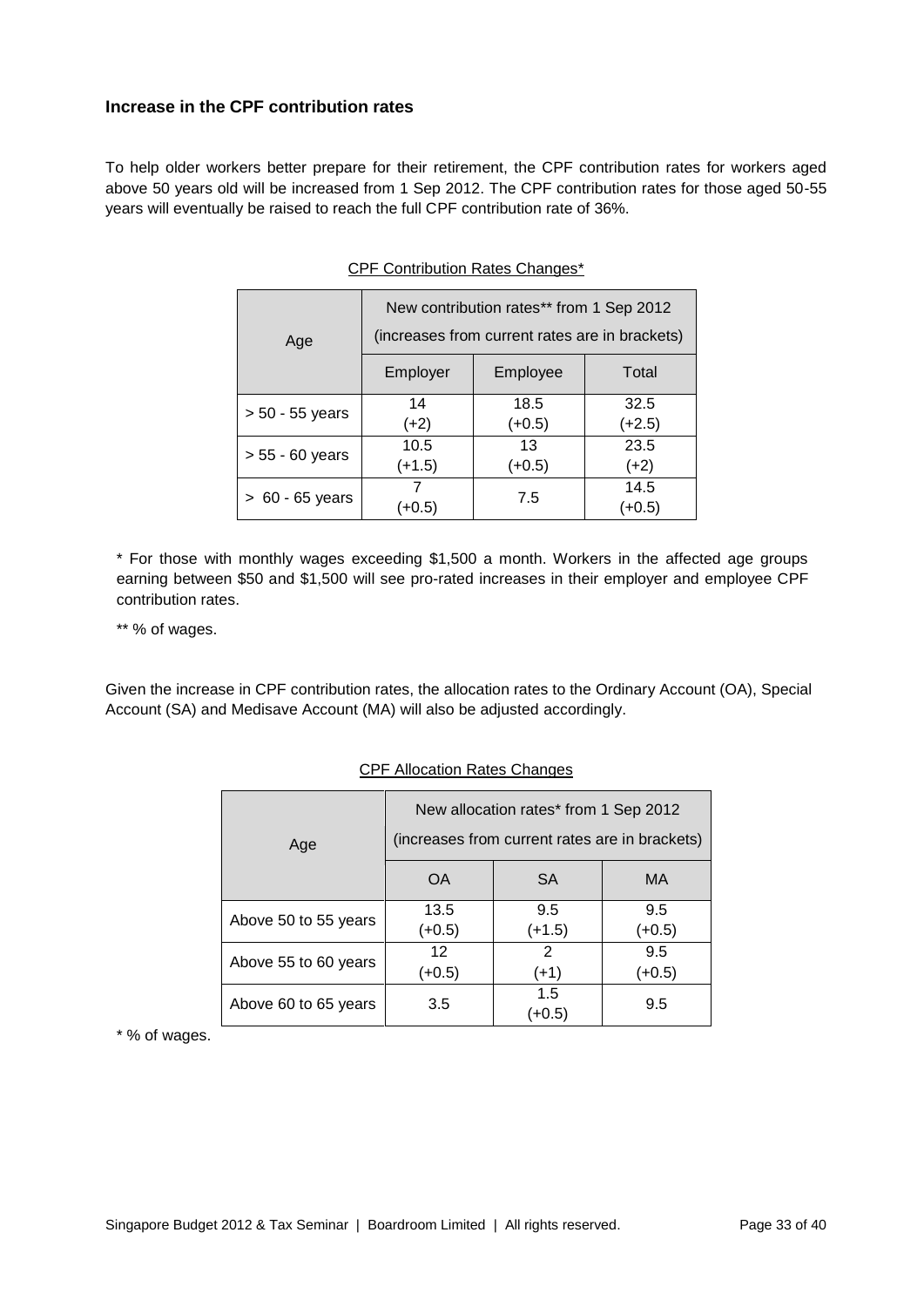### Increase in the CPF contribution rates

To help older workers better prepare for their retirement, the CPF contribution rates for workers aged above 50 years old will be increased from 1 Sep 2012. The CPF contribution rates for those aged 50-55 years will eventually be raised to reach the full CPF contribution rate of 36%.

CPF Contribution Rates Changes*

| Age | New contribution rates** from 1 Sep 2012 (increases from current rates are in brackets) | | |
|---|---|---|---|
| | Employer | Employee | Total |
| > 50 - 55 years | 14 (+2) | 18.5 (+0.5) | 32.5 (+2.5) |
| > 55 - 60 years | 10.5 (+1.5) | 13 (+0.5) | 23.5 (+2) |
| > 60 - 65 years | 7 (+0.5) | 7.5 | 14.5 (+0.5) |

\* For those with monthly wages exceeding $1,500 a month. Workers in the affected age groups earning between $50 and $1,500 will see pro-rated increases in their employer and employee CPF contribution rates.

\** % of wages.

Given the increase in CPF contribution rates, the allocation rates to the Ordinary Account (OA), Special Account (SA) and Medisave Account (MA) will also be adjusted accordingly.

CPF Allocation Rates Changes

| Age | New allocation rates* from 1 Sep 2012 (increases from current rates are in brackets) | | |
|---|---|---|---|
| | OA | SA | MA |
| Above 50 to 55 years | 13.5 (+0.5) | 9.5 (+1.5) | 9.5 (+0.5) |
| Above 55 to 60 years | 12 (+0.5) | 2 (+1) | 9.5 (+0.5) |
| Above 60 to 65 years | 3.5 | 1.5 (+0.5) | 9.5 |

\* % of wages.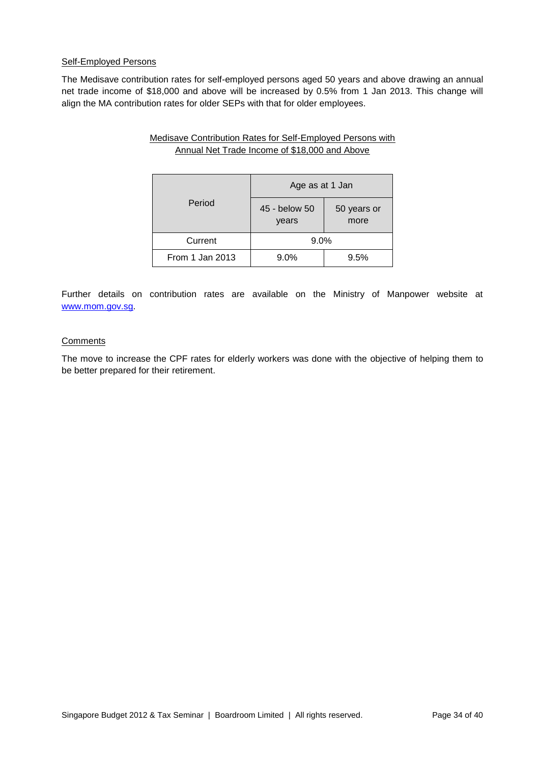Self-Employed Persons

The Medisave contribution rates for self-employed persons aged 50 years and above drawing an annual net trade income of $18,000 and above will be increased by 0.5% from 1 Jan 2013. This change will align the MA contribution rates for older SEPs with that for older employees.

Medisave Contribution Rates for Self-Employed Persons with Annual Net Trade Income of $18,000 and Above

| Period | Age as at 1 Jan | |
|---|---|---|
| | 45 - below 50 years | 50 years or more |
| Current | 9.0% | |
| From 1 Jan 2013 | 9.0% | 9.5% |

Further details on contribution rates are available on the Ministry of Manpower website at www.mom.gov.sg.

Comments

The move to increase the CPF rates for elderly workers was done with the objective of helping them to be better prepared for their retirement.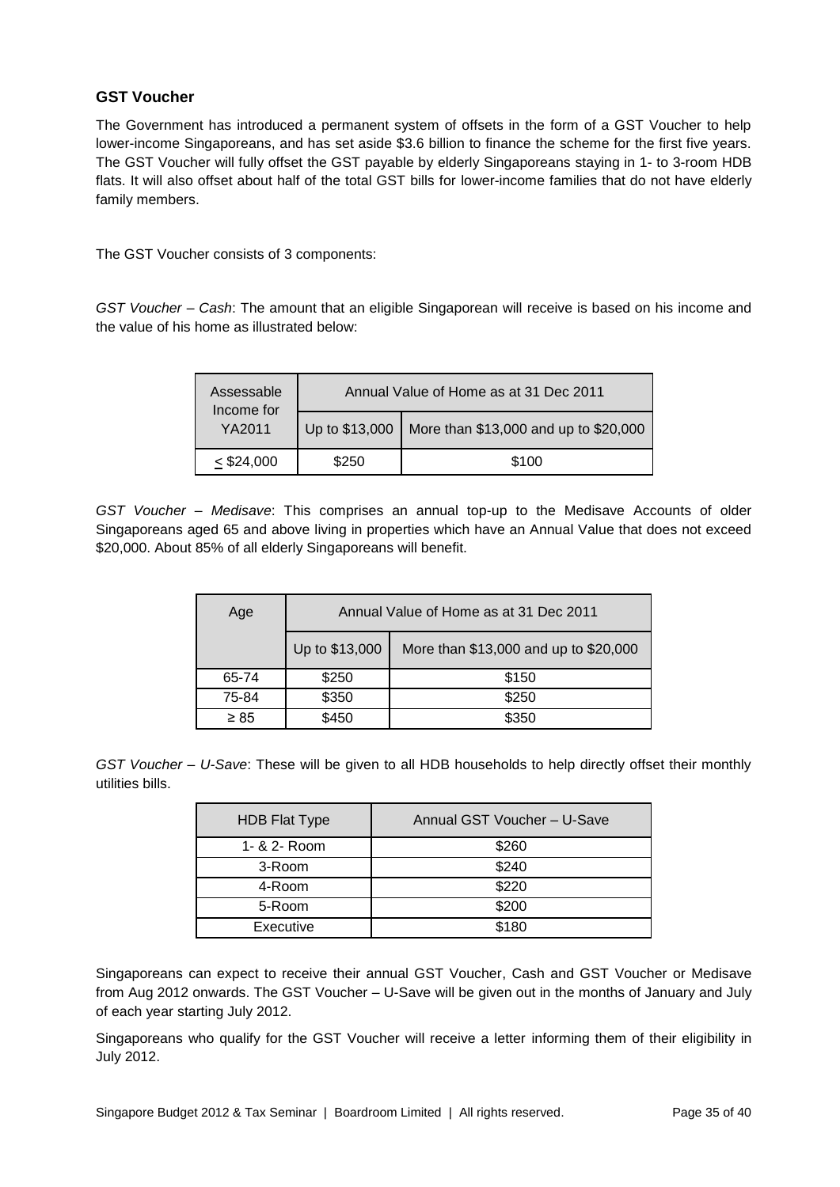### GST Voucher

The Government has introduced a permanent system of offsets in the form of a GST Voucher to help lower-income Singaporeans, and has set aside $3.6 billion to finance the scheme for the first five years. The GST Voucher will fully offset the GST payable by elderly Singaporeans staying in 1- to 3-room HDB flats. It will also offset about half of the total GST bills for lower-income families that do not have elderly family members.

The GST Voucher consists of 3 components:

*GST Voucher – Cash*: The amount that an eligible Singaporean will receive is based on his income and the value of his home as illustrated below:

| Assessable Income for YA2011 | Annual Value of Home as at 31 Dec 2011 | |
|---|---|---|
| | Up to $13,000 | More than $13,000 and up to $20,000 |
| ≤ $24,000 | $250 | $100 |

*GST Voucher – Medisave*: This comprises an annual top-up to the Medisave Accounts of older Singaporeans aged 65 and above living in properties which have an Annual Value that does not exceed $20,000. About 85% of all elderly Singaporeans will benefit.

| Age | Annual Value of Home as at 31 Dec 2011 | |
|---|---|---|
| | Up to $13,000 | More than $13,000 and up to $20,000 |
| 65-74 | $250 | $150 |
| 75-84 | $350 | $250 |
| ≥ 85 | $450 | $350 |

*GST Voucher – U-Save*: These will be given to all HDB households to help directly offset their monthly utilities bills.

| HDB Flat Type | Annual GST Voucher – U-Save |
|---|---|
| 1- & 2- Room | $260 |
| 3-Room | $240 |
| 4-Room | $220 |
| 5-Room | $200 |
| Executive | $180 |

Singaporeans can expect to receive their annual GST Voucher, Cash and GST Voucher or Medisave from Aug 2012 onwards. The GST Voucher – U-Save will be given out in the months of January and July of each year starting July 2012.

Singaporeans who qualify for the GST Voucher will receive a letter informing them of their eligibility in July 2012.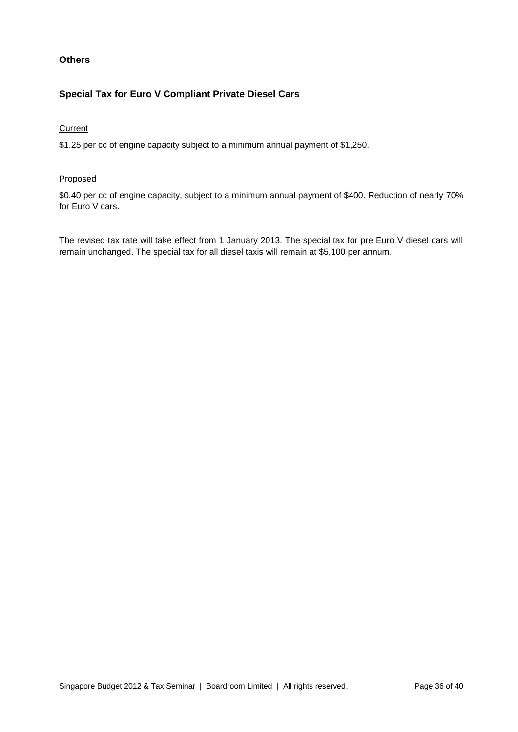## Others

### Special Tax for Euro V Compliant Private Diesel Cars

<u>Current</u>

$1.25 per cc of engine capacity subject to a minimum annual payment of $1,250.

<u>Proposed</u>

$0.40 per cc of engine capacity, subject to a minimum annual payment of $400. Reduction of nearly 70% for Euro V cars.

The revised tax rate will take effect from 1 January 2013. The special tax for pre Euro V diesel cars will remain unchanged. The special tax for all diesel taxis will remain at $5,100 per annum.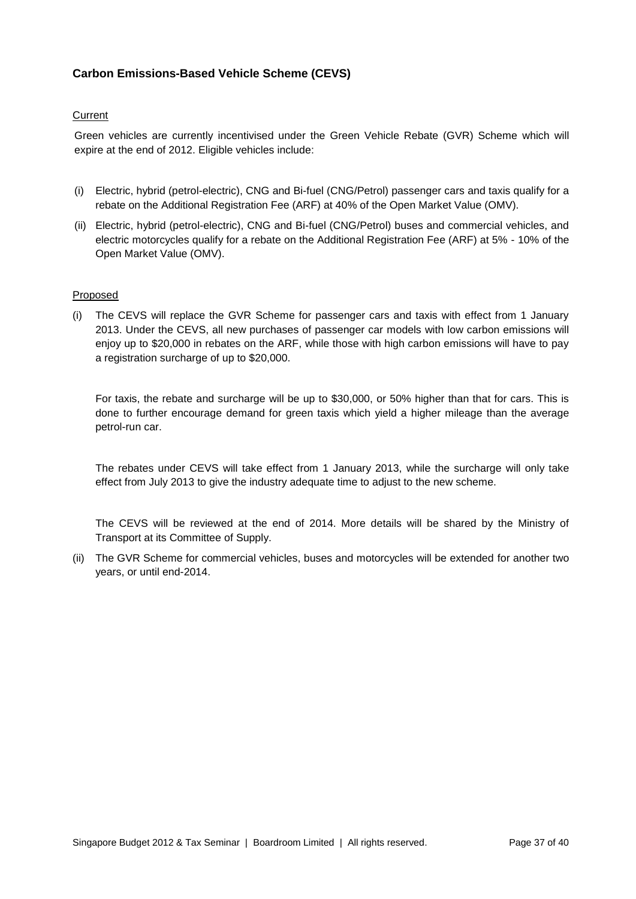### Carbon Emissions-Based Vehicle Scheme (CEVS)

Current

Green vehicles are currently incentivised under the Green Vehicle Rebate (GVR) Scheme which will expire at the end of 2012. Eligible vehicles include:

(i) Electric, hybrid (petrol-electric), CNG and Bi-fuel (CNG/Petrol) passenger cars and taxis qualify for a rebate on the Additional Registration Fee (ARF) at 40% of the Open Market Value (OMV).

(ii) Electric, hybrid (petrol-electric), CNG and Bi-fuel (CNG/Petrol) buses and commercial vehicles, and electric motorcycles qualify for a rebate on the Additional Registration Fee (ARF) at 5% - 10% of the Open Market Value (OMV).

Proposed

(i) The CEVS will replace the GVR Scheme for passenger cars and taxis with effect from 1 January 2013. Under the CEVS, all new purchases of passenger car models with low carbon emissions will enjoy up to $20,000 in rebates on the ARF, while those with high carbon emissions will have to pay a registration surcharge of up to $20,000.

For taxis, the rebate and surcharge will be up to $30,000, or 50% higher than that for cars. This is done to further encourage demand for green taxis which yield a higher mileage than the average petrol-run car.

The rebates under CEVS will take effect from 1 January 2013, while the surcharge will only take effect from July 2013 to give the industry adequate time to adjust to the new scheme.

The CEVS will be reviewed at the end of 2014. More details will be shared by the Ministry of Transport at its Committee of Supply.

(ii) The GVR Scheme for commercial vehicles, buses and motorcycles will be extended for another two years, or until end-2014.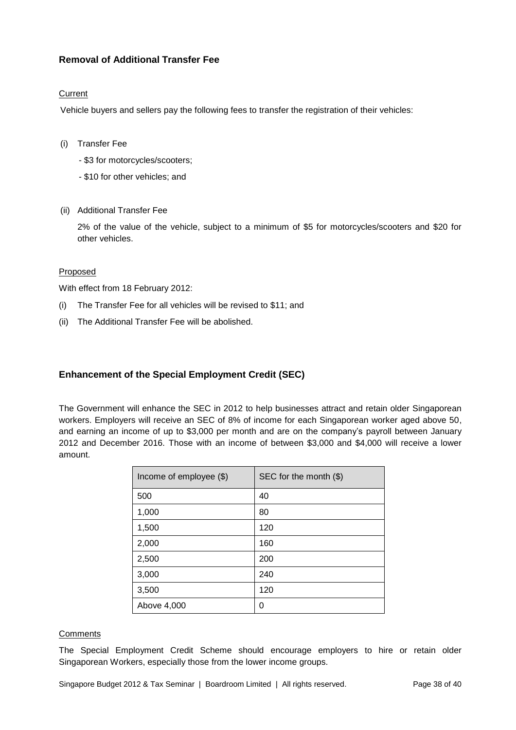### Removal of Additional Transfer Fee

Current

Vehicle buyers and sellers pay the following fees to transfer the registration of their vehicles:

(i) Transfer Fee

- $3 for motorcycles/scooters;
- $10 for other vehicles; and

(ii) Additional Transfer Fee

2% of the value of the vehicle, subject to a minimum of $5 for motorcycles/scooters and $20 for other vehicles.

Proposed

With effect from 18 February 2012:

(i) The Transfer Fee for all vehicles will be revised to $11; and

(ii) The Additional Transfer Fee will be abolished.

### Enhancement of the Special Employment Credit (SEC)

The Government will enhance the SEC in 2012 to help businesses attract and retain older Singaporean workers. Employers will receive an SEC of 8% of income for each Singaporean worker aged above 50, and earning an income of up to $3,000 per month and are on the company's payroll between January 2012 and December 2016. Those with an income of between $3,000 and $4,000 will receive a lower amount.

| Income of employee ($) | SEC for the month ($) |
| --- | --- |
| 500 | 40 |
| 1,000 | 80 |
| 1,500 | 120 |
| 2,000 | 160 |
| 2,500 | 200 |
| 3,000 | 240 |
| 3,500 | 120 |
| Above 4,000 | 0 |

Comments

The Special Employment Credit Scheme should encourage employers to hire or retain older Singaporean Workers, especially those from the lower income groups.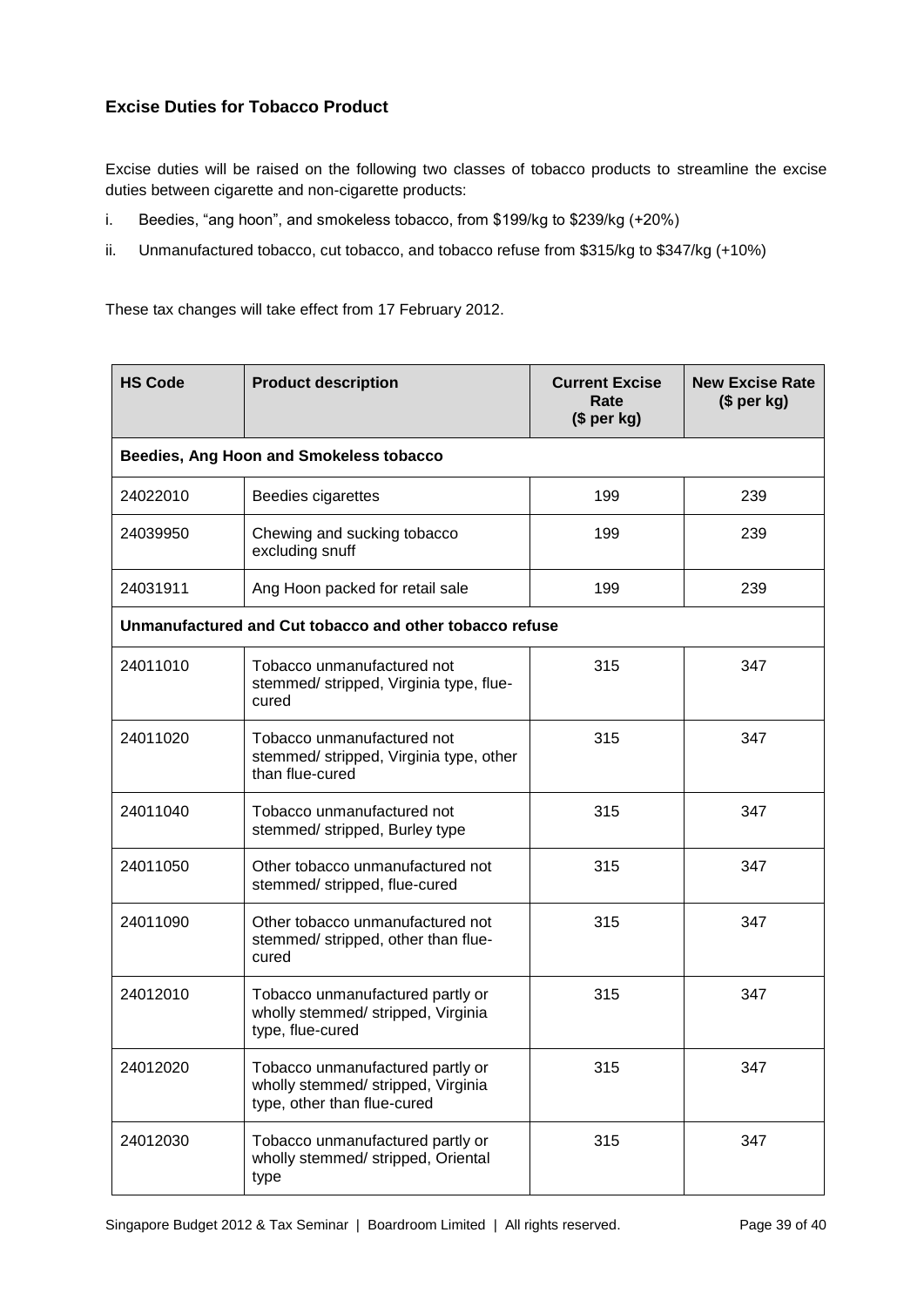### Excise Duties for Tobacco Product

Excise duties will be raised on the following two classes of tobacco products to streamline the excise duties between cigarette and non-cigarette products:

i. Beedies, "ang hoon", and smokeless tobacco, from $199/kg to $239/kg (+20%)

ii. Unmanufactured tobacco, cut tobacco, and tobacco refuse from $315/kg to $347/kg (+10%)

These tax changes will take effect from 17 February 2012.

| HS Code | Product description | Current Excise Rate ($ per kg) | New Excise Rate ($ per kg) |
|---|---|---|---|
| **Beedies, Ang Hoon and Smokeless tobacco** | | | |
| 24022010 | Beedies cigarettes | 199 | 239 |
| 24039950 | Chewing and sucking tobacco excluding snuff | 199 | 239 |
| 24031911 | Ang Hoon packed for retail sale | 199 | 239 |
| **Unmanufactured and Cut tobacco and other tobacco refuse** | | | |
| 24011010 | Tobacco unmanufactured not stemmed/ stripped, Virginia type, flue-cured | 315 | 347 |
| 24011020 | Tobacco unmanufactured not stemmed/ stripped, Virginia type, other than flue-cured | 315 | 347 |
| 24011040 | Tobacco unmanufactured not stemmed/ stripped, Burley type | 315 | 347 |
| 24011050 | Other tobacco unmanufactured not stemmed/ stripped, flue-cured | 315 | 347 |
| 24011090 | Other tobacco unmanufactured not stemmed/ stripped, other than flue-cured | 315 | 347 |
| 24012010 | Tobacco unmanufactured partly or wholly stemmed/ stripped, Virginia type, flue-cured | 315 | 347 |
| 24012020 | Tobacco unmanufactured partly or wholly stemmed/ stripped, Virginia type, other than flue-cured | 315 | 347 |
| 24012030 | Tobacco unmanufactured partly or wholly stemmed/ stripped, Oriental type | 315 | 347 |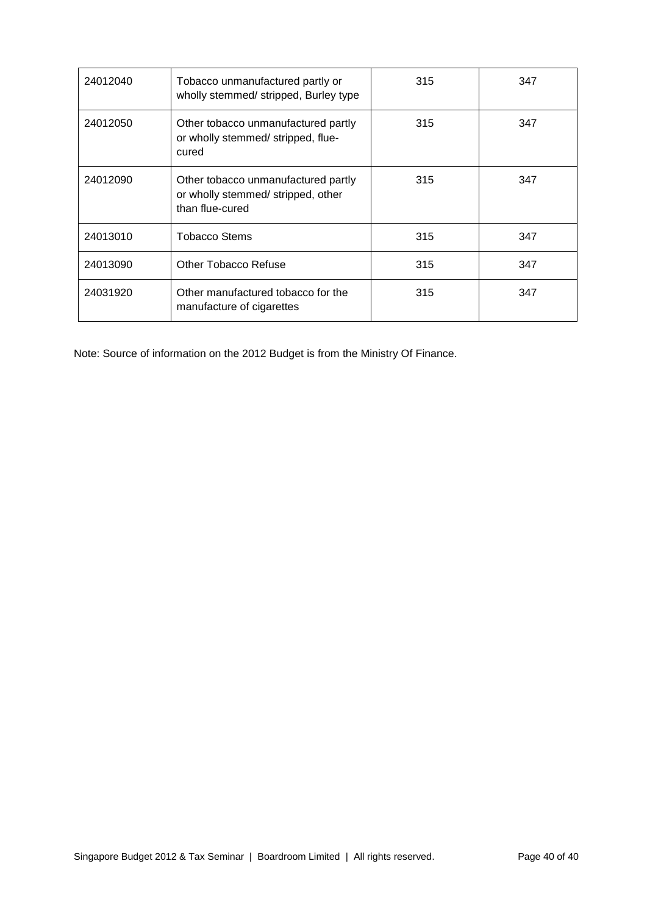| 24012040 | Tobacco unmanufactured partly or wholly stemmed/ stripped, Burley type | 315 | 347 |
|---|---|---|---|
| 24012050 | Other tobacco unmanufactured partly or wholly stemmed/ stripped, flue-cured | 315 | 347 |
| 24012090 | Other tobacco unmanufactured partly or wholly stemmed/ stripped, other than flue-cured | 315 | 347 |
| 24013010 | Tobacco Stems | 315 | 347 |
| 24013090 | Other Tobacco Refuse | 315 | 347 |
| 24031920 | Other manufactured tobacco for the manufacture of cigarettes | 315 | 347 |

Note: Source of information on the 2012 Budget is from the Ministry Of Finance.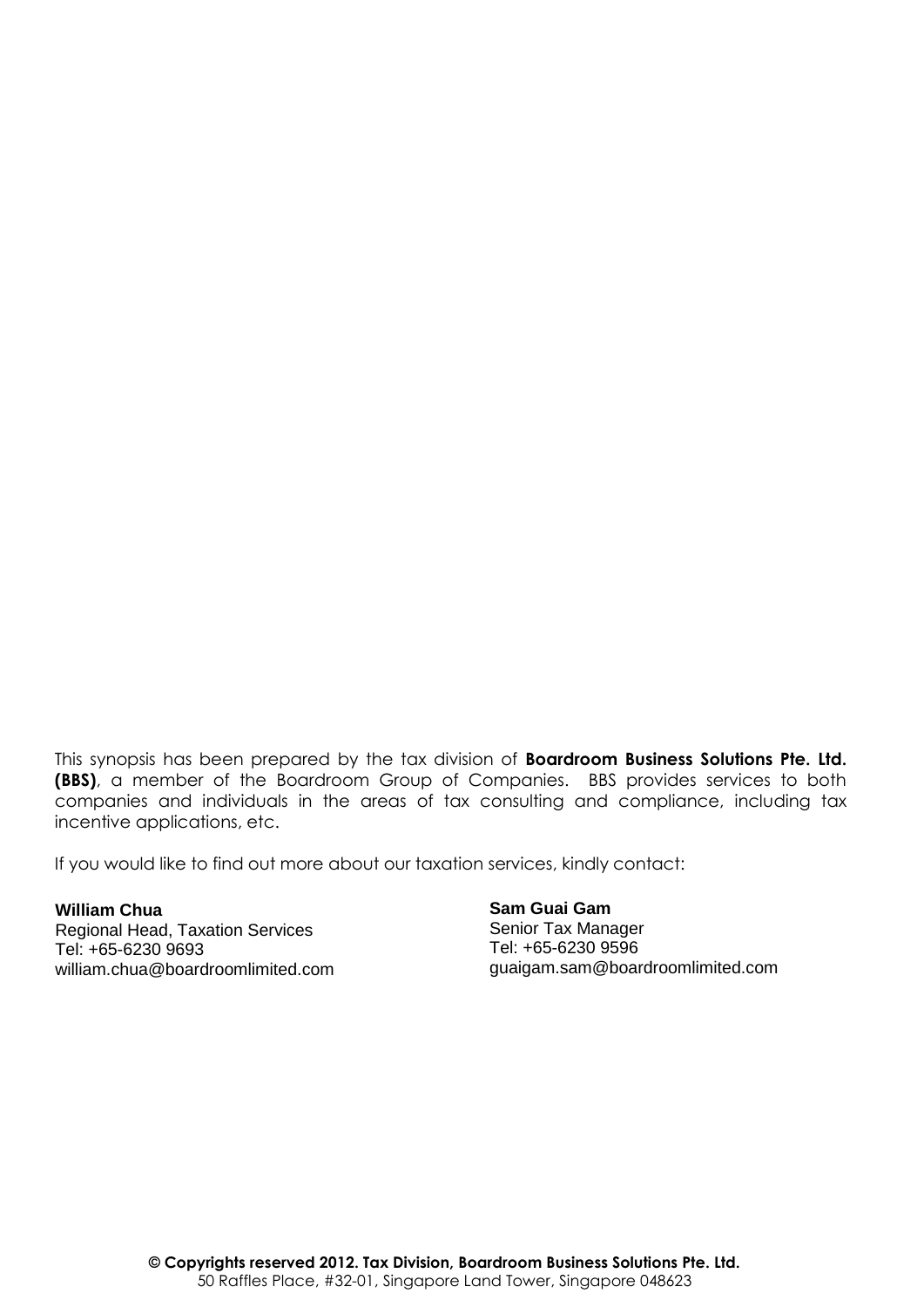This synopsis has been prepared by the tax division of **Boardroom Business Solutions Pte. Ltd. (BBS)**, a member of the Boardroom Group of Companies. BBS provides services to both companies and individuals in the areas of tax consulting and compliance, including tax incentive applications, etc.

If you would like to find out more about our taxation services, kindly contact:

**William Chua**
Regional Head, Taxation Services
Tel: +65-6230 9693
william.chua@boardroomlimited.com

**Sam Guai Gam**
Senior Tax Manager
Tel: +65-6230 9596
guaigam.sam@boardroomlimited.com

**© Copyrights reserved 2012. Tax Division, Boardroom Business Solutions Pte. Ltd.**
50 Raffles Place, #32-01, Singapore Land Tower, Singapore 048623